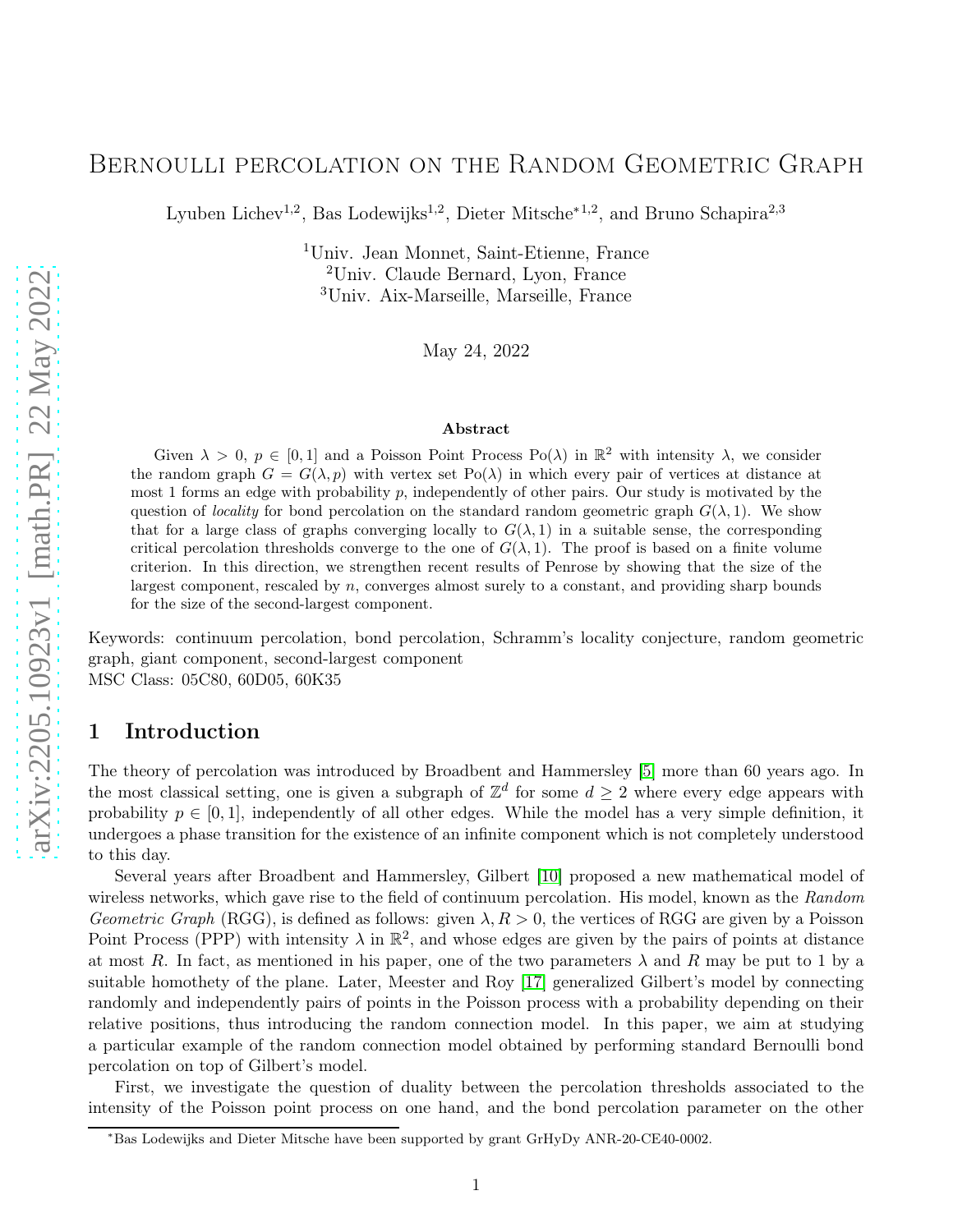# Bernoulli percolation on the Random Geometric Graph

Lyuben Lichev[1,2], Bas Lodewijks[1,2], Dieter Mitsche*[1,2], and Bruno Schapira[2,3]

[1]Univ. Jean Monnet, Saint-Etienne, France
[2]Univ. Claude Bernard, Lyon, France
[3]Univ. Aix-Marseille, Marseille, France

May 24, 2022

### Abstract

Given $\lambda > 0$, $p \in [0, 1]$ and a Poisson Point Process $\mathrm{Po}(\lambda)$ in $\mathbb{R}^2$ with intensity $\lambda$, we consider the random graph $G = G(\lambda, p)$ with vertex set $\mathrm{Po}(\lambda)$ in which every pair of vertices at distance at most 1 forms an edge with probability $p$, independently of other pairs. Our study is motivated by the question of *locality* for bond percolation on the standard random geometric graph $G(\lambda, 1)$. We show that for a large class of graphs converging locally to $G(\lambda, 1)$ in a suitable sense, the corresponding critical percolation thresholds converge to the one of $G(\lambda, 1)$. The proof is based on a finite volume criterion. In this direction, we strengthen recent results of Penrose by showing that the size of the largest component, rescaled by $n$, converges almost surely to a constant, and providing sharp bounds for the size of the second-largest component.

Keywords: continuum percolation, bond percolation, Schramm's locality conjecture, random geometric graph, giant component, second-largest component
MSC Class: 05C80, 60D05, 60K35

## 1 Introduction

The theory of percolation was introduced by Broadbent and Hammersley [5] more than 60 years ago. In the most classical setting, one is given a subgraph of $\mathbb{Z}^d$ for some $d \geq 2$ where every edge appears with probability $p \in [0, 1]$, independently of all other edges. While the model has a very simple definition, it undergoes a phase transition for the existence of an infinite component which is not completely understood to this day.

Several years after Broadbent and Hammersley, Gilbert [10] proposed a new mathematical model of wireless networks, which gave rise to the field of continuum percolation. His model, known as the *Random Geometric Graph* (RGG), is defined as follows: given $\lambda, R > 0$, the vertices of RGG are given by a Poisson Point Process (PPP) with intensity $\lambda$ in $\mathbb{R}^2$, and whose edges are given by the pairs of points at distance at most $R$. In fact, as mentioned in his paper, one of the two parameters $\lambda$ and $R$ may be put to 1 by a suitable homothety of the plane. Later, Meester and Roy [17] generalized Gilbert's model by connecting randomly and independently pairs of points in the Poisson process with a probability depending on their relative positions, thus introducing the random connection model. In this paper, we aim at studying a particular example of the random connection model obtained by performing standard Bernoulli bond percolation on top of Gilbert's model.

First, we investigate the question of duality between the percolation thresholds associated to the intensity of the Poisson point process on one hand, and the bond percolation parameter on the other

*Bas Lodewijks and Dieter Mitsche have been supported by grant GrHyDy ANR-20-CE40-0002.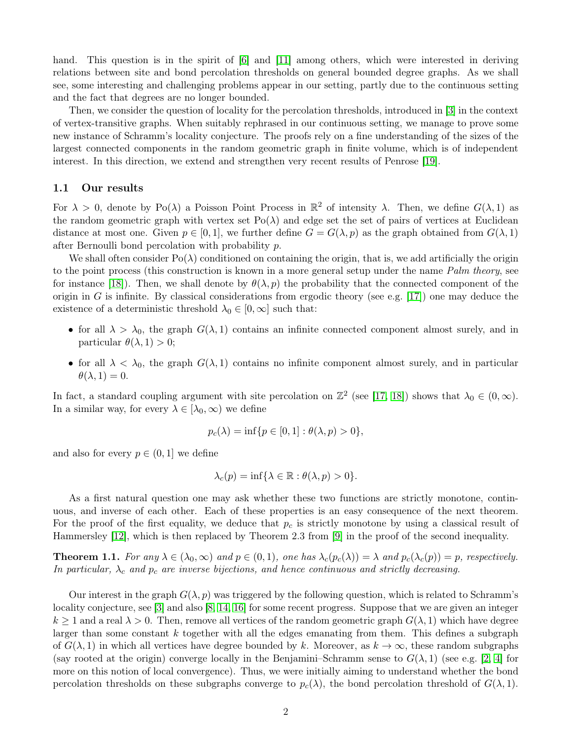hand. This question is in the spirit of [6] and [11] among others, which were interested in deriving relations between site and bond percolation thresholds on general bounded degree graphs. As we shall see, some interesting and challenging problems appear in our setting, partly due to the continuous setting and the fact that degrees are no longer bounded.

Then, we consider the question of locality for the percolation thresholds, introduced in [3] in the context of vertex-transitive graphs. When suitably rephrased in our continuous setting, we manage to prove some new instance of Schramm's locality conjecture. The proofs rely on a fine understanding of the sizes of the largest connected components in the random geometric graph in finite volume, which is of independent interest. In this direction, we extend and strengthen very recent results of Penrose [19].

### 1.1 Our results

For $\lambda > 0$, denote by $\mathrm{Po}(\lambda)$ a Poisson Point Process in $\mathbb{R}^2$ of intensity $\lambda$. Then, we define $G(\lambda, 1)$ as the random geometric graph with vertex set $\mathrm{Po}(\lambda)$ and edge set the set of pairs of vertices at Euclidean distance at most one. Given $p \in [0, 1]$, we further define $G = G(\lambda, p)$ as the graph obtained from $G(\lambda, 1)$ after Bernoulli bond percolation with probability $p$.

We shall often consider $\mathrm{Po}(\lambda)$ conditioned on containing the origin, that is, we add artificially the origin to the point process (this construction is known in a more general setup under the name *Palm theory*, see for instance [18]). Then, we shall denote by $\theta(\lambda, p)$ the probability that the connected component of the origin in $G$ is infinite. By classical considerations from ergodic theory (see e.g. [17]) one may deduce the existence of a deterministic threshold $\lambda_0 \in [0, \infty]$ such that:

- for all $\lambda > \lambda_0$, the graph $G(\lambda, 1)$ contains an infinite connected component almost surely, and in particular $\theta(\lambda, 1) > 0$;
- for all $\lambda < \lambda_0$, the graph $G(\lambda, 1)$ contains no infinite component almost surely, and in particular $\theta(\lambda, 1) = 0$.

In fact, a standard coupling argument with site percolation on $\mathbb{Z}^2$ (see [17, 18]) shows that $\lambda_0 \in (0, \infty)$. In a similar way, for every $\lambda \in [\lambda_0, \infty)$ we define

$$p_c(\lambda) = \inf\{p \in [0, 1] : \theta(\lambda, p) > 0\},$$

and also for every $p \in (0, 1]$ we define

$$\lambda_c(p) = \inf\{\lambda \in \mathbb{R} : \theta(\lambda, p) > 0\}.$$

As a first natural question one may ask whether these two functions are strictly monotone, continuous, and inverse of each other. Each of these properties is an easy consequence of the next theorem. For the proof of the first equality, we deduce that $p_c$ is strictly monotone by using a classical result of Hammersley [12], which is then replaced by Theorem 2.3 from [9] in the proof of the second inequality.

**Theorem 1.1.** *For any $\lambda \in (\lambda_0, \infty)$ and $p \in (0, 1)$, one has $\lambda_c(p_c(\lambda)) = \lambda$ and $p_c(\lambda_c(p)) = p$, respectively. In particular, $\lambda_c$ and $p_c$ are inverse bijections, and hence continuous and strictly decreasing.*

Our interest in the graph $G(\lambda, p)$ was triggered by the following question, which is related to Schramm's locality conjecture, see [3] and also [8, 14, 16] for some recent progress. Suppose that we are given an integer $k \geq 1$ and a real $\lambda > 0$. Then, remove all vertices of the random geometric graph $G(\lambda, 1)$ which have degree larger than some constant $k$ together with all the edges emanating from them. This defines a subgraph of $G(\lambda, 1)$ in which all vertices have degree bounded by $k$. Moreover, as $k \to \infty$, these random subgraphs (say rooted at the origin) converge locally in the Benjamini–Schramm sense to $G(\lambda, 1)$ (see e.g. [2, 4] for more on this notion of local convergence). Thus, we were initially aiming to understand whether the bond percolation thresholds on these subgraphs converge to $p_c(\lambda)$, the bond percolation threshold of $G(\lambda, 1)$.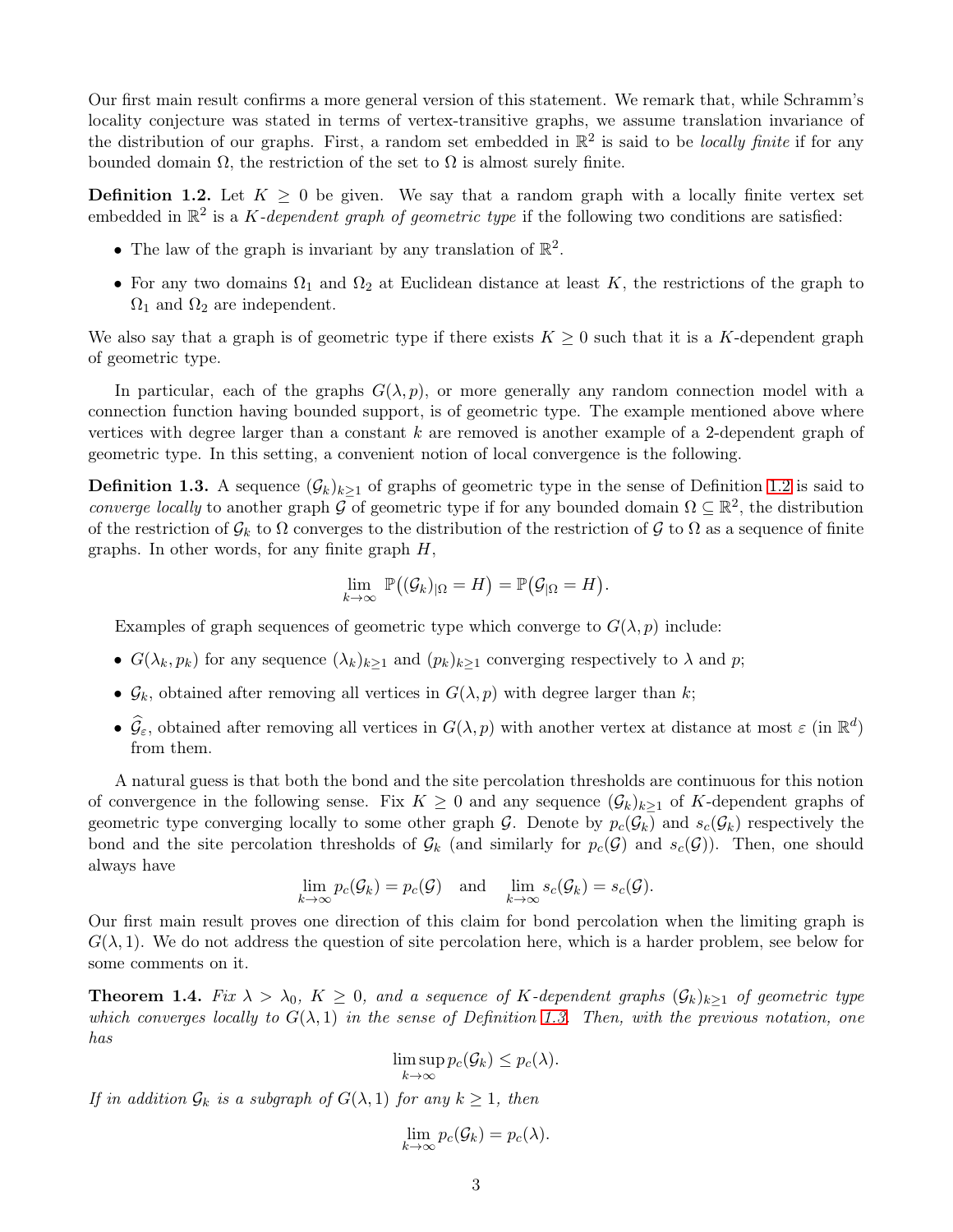Our first main result confirms a more general version of this statement. We remark that, while Schramm's locality conjecture was stated in terms of vertex-transitive graphs, we assume translation invariance of the distribution of our graphs. First, a random set embedded in $\mathbb{R}^2$ is said to be *locally finite* if for any bounded domain $\Omega$, the restriction of the set to $\Omega$ is almost surely finite.

**Definition 1.2.** Let $K \geq 0$ be given. We say that a random graph with a locally finite vertex set embedded in $\mathbb{R}^2$ is a *$K$-dependent graph of geometric type* if the following two conditions are satisfied:

- The law of the graph is invariant by any translation of $\mathbb{R}^2$.
- For any two domains $\Omega_1$ and $\Omega_2$ at Euclidean distance at least $K$, the restrictions of the graph to $\Omega_1$ and $\Omega_2$ are independent.

We also say that a graph is of geometric type if there exists $K \geq 0$ such that it is a $K$-dependent graph of geometric type.

In particular, each of the graphs $G(\lambda, p)$, or more generally any random connection model with a connection function having bounded support, is of geometric type. The example mentioned above where vertices with degree larger than a constant $k$ are removed is another example of a 2-dependent graph of geometric type. In this setting, a convenient notion of local convergence is the following.

**Definition 1.3.** A sequence $(\mathcal{G}_k)_{k\geq 1}$ of graphs of geometric type in the sense of Definition 1.2 is said to *converge locally* to another graph $\mathcal{G}$ of geometric type if for any bounded domain $\Omega \subseteq \mathbb{R}^2$, the distribution of the restriction of $\mathcal{G}_k$ to $\Omega$ converges to the distribution of the restriction of $\mathcal{G}$ to $\Omega$ as a sequence of finite graphs. In other words, for any finite graph $H$,

$$\lim_{k\to\infty} \mathbb{P}\big((\mathcal{G}_k)_{|\Omega} = H\big) = \mathbb{P}\big(\mathcal{G}_{|\Omega} = H\big).$$

Examples of graph sequences of geometric type which converge to $G(\lambda, p)$ include:

- $G(\lambda_k, p_k)$ for any sequence $(\lambda_k)_{k\geq 1}$ and $(p_k)_{k\geq 1}$ converging respectively to $\lambda$ and $p$;
- $\mathcal{G}_k$, obtained after removing all vertices in $G(\lambda, p)$ with degree larger than $k$;
- $\widehat{\mathcal{G}}_\varepsilon$, obtained after removing all vertices in $G(\lambda, p)$ with another vertex at distance at most $\varepsilon$ (in $\mathbb{R}^d$) from them.

A natural guess is that both the bond and the site percolation thresholds are continuous for this notion of convergence in the following sense. Fix $K \geq 0$ and any sequence $(\mathcal{G}_k)_{k\geq 1}$ of $K$-dependent graphs of geometric type converging locally to some other graph $\mathcal{G}$. Denote by $p_c(\mathcal{G}_k)$ and $s_c(\mathcal{G}_k)$ respectively the bond and the site percolation thresholds of $\mathcal{G}_k$ (and similarly for $p_c(\mathcal{G})$ and $s_c(\mathcal{G})$). Then, one should always have

$$\lim_{k\to\infty} p_c(\mathcal{G}_k) = p_c(\mathcal{G}) \quad \text{and} \quad \lim_{k\to\infty} s_c(\mathcal{G}_k) = s_c(\mathcal{G}).$$

Our first main result proves one direction of this claim for bond percolation when the limiting graph is $G(\lambda, 1)$. We do not address the question of site percolation here, which is a harder problem, see below for some comments on it.

**Theorem 1.4.** *Fix $\lambda > \lambda_0$, $K \geq 0$, and a sequence of $K$-dependent graphs $(\mathcal{G}_k)_{k\geq 1}$ of geometric type which converges locally to $G(\lambda, 1)$ in the sense of Definition 1.3. Then, with the previous notation, one has*

$$\limsup_{k\to\infty} p_c(\mathcal{G}_k) \leq p_c(\lambda).$$

*If in addition $\mathcal{G}_k$ is a subgraph of $G(\lambda, 1)$ for any $k \geq 1$, then*

$$\lim_{k\to\infty} p_c(\mathcal{G}_k) = p_c(\lambda).$$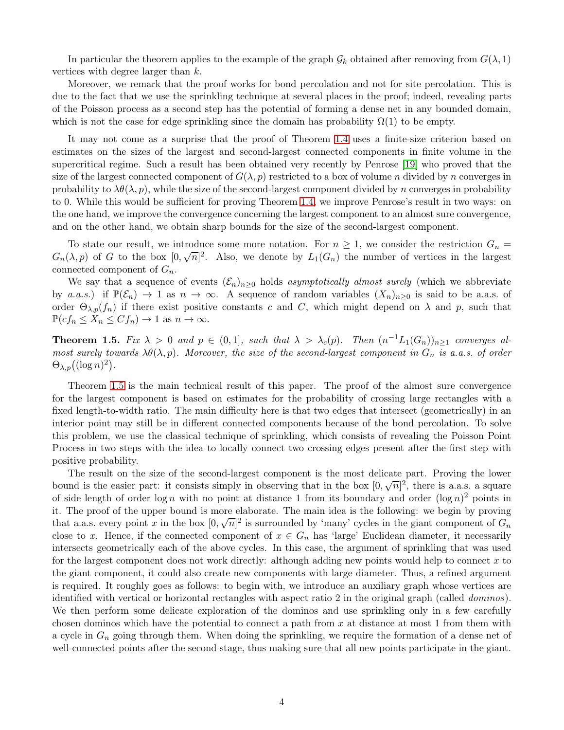In particular the theorem applies to the example of the graph $\mathcal{G}_k$ obtained after removing from $G(\lambda, 1)$ vertices with degree larger than $k$.

Moreover, we remark that the proof works for bond percolation and not for site percolation. This is due to the fact that we use the sprinkling technique at several places in the proof; indeed, revealing parts of the Poisson process as a second step has the potential of forming a dense net in any bounded domain, which is not the case for edge sprinkling since the domain has probability $\Omega(1)$ to be empty.

It may not come as a surprise that the proof of Theorem 1.4 uses a finite-size criterion based on estimates on the sizes of the largest and second-largest connected components in finite volume in the supercritical regime. Such a result has been obtained very recently by Penrose [19] who proved that the size of the largest connected component of $G(\lambda, p)$ restricted to a box of volume $n$ divided by $n$ converges in probability to $\lambda\theta(\lambda, p)$, while the size of the second-largest component divided by $n$ converges in probability to 0. While this would be sufficient for proving Theorem 1.4, we improve Penrose's result in two ways: on the one hand, we improve the convergence concerning the largest component to an almost sure convergence, and on the other hand, we obtain sharp bounds for the size of the second-largest component.

To state our result, we introduce some more notation. For $n \geq 1$, we consider the restriction $G_n = G_n(\lambda, p)$ of $G$ to the box $[0, \sqrt{n}]^2$. Also, we denote by $L_1(G_n)$ the number of vertices in the largest connected component of $G_n$.

We say that a sequence of events $(\mathcal{E}_n)_{n\geq 0}$ holds *asymptotically almost surely* (which we abbreviate by *a.a.s.*) if $\mathbb{P}(\mathcal{E}_n) \to 1$ as $n \to \infty$. A sequence of random variables $(X_n)_{n\geq 0}$ is said to be a.a.s. of order $\Theta_{\lambda,p}(f_n)$ if there exist positive constants $c$ and $C$, which might depend on $\lambda$ and $p$, such that $\mathbb{P}(cf_n \leq X_n \leq Cf_n) \to 1$ as $n \to \infty$.

**Theorem 1.5.** *Fix $\lambda > 0$ and $p \in (0, 1]$, such that $\lambda > \lambda_c(p)$. Then $(n^{-1}L_1(G_n))_{n\geq 1}$ converges almost surely towards $\lambda\theta(\lambda, p)$. Moreover, the size of the second-largest component in $G_n$ is a.a.s. of order $\Theta_{\lambda,p}\big((\log n)^2\big)$.*

Theorem 1.5 is the main technical result of this paper. The proof of the almost sure convergence for the largest component is based on estimates for the probability of crossing large rectangles with a fixed length-to-width ratio. The main difficulty here is that two edges that intersect (geometrically) in an interior point may still be in different connected components because of the bond percolation. To solve this problem, we use the classical technique of sprinkling, which consists of revealing the Poisson Point Process in two steps with the idea to locally connect two crossing edges present after the first step with positive probability.

The result on the size of the second-largest component is the most delicate part. Proving the lower bound is the easier part: it consists simply in observing that in the box $[0, \sqrt{n}]^2$, there is a.a.s. a square of side length of order $\log n$ with no point at distance 1 from its boundary and order $(\log n)^2$ points in it. The proof of the upper bound is more elaborate. The main idea is the following: we begin by proving that a.a.s. every point $x$ in the box $[0, \sqrt{n}]^2$ is surrounded by 'many' cycles in the giant component of $G_n$ close to $x$. Hence, if the connected component of $x \in G_n$ has 'large' Euclidean diameter, it necessarily intersects geometrically each of the above cycles. In this case, the argument of sprinkling that was used for the largest component does not work directly: although adding new points would help to connect $x$ to the giant component, it could also create new components with large diameter. Thus, a refined argument is required. It roughly goes as follows: to begin with, we introduce an auxiliary graph whose vertices are identified with vertical or horizontal rectangles with aspect ratio 2 in the original graph (called *dominos*). We then perform some delicate exploration of the dominos and use sprinkling only in a few carefully chosen dominos which have the potential to connect a path from $x$ at distance at most 1 from them with a cycle in $G_n$ going through them. When doing the sprinkling, we require the formation of a dense net of well-connected points after the second stage, thus making sure that all new points participate in the giant.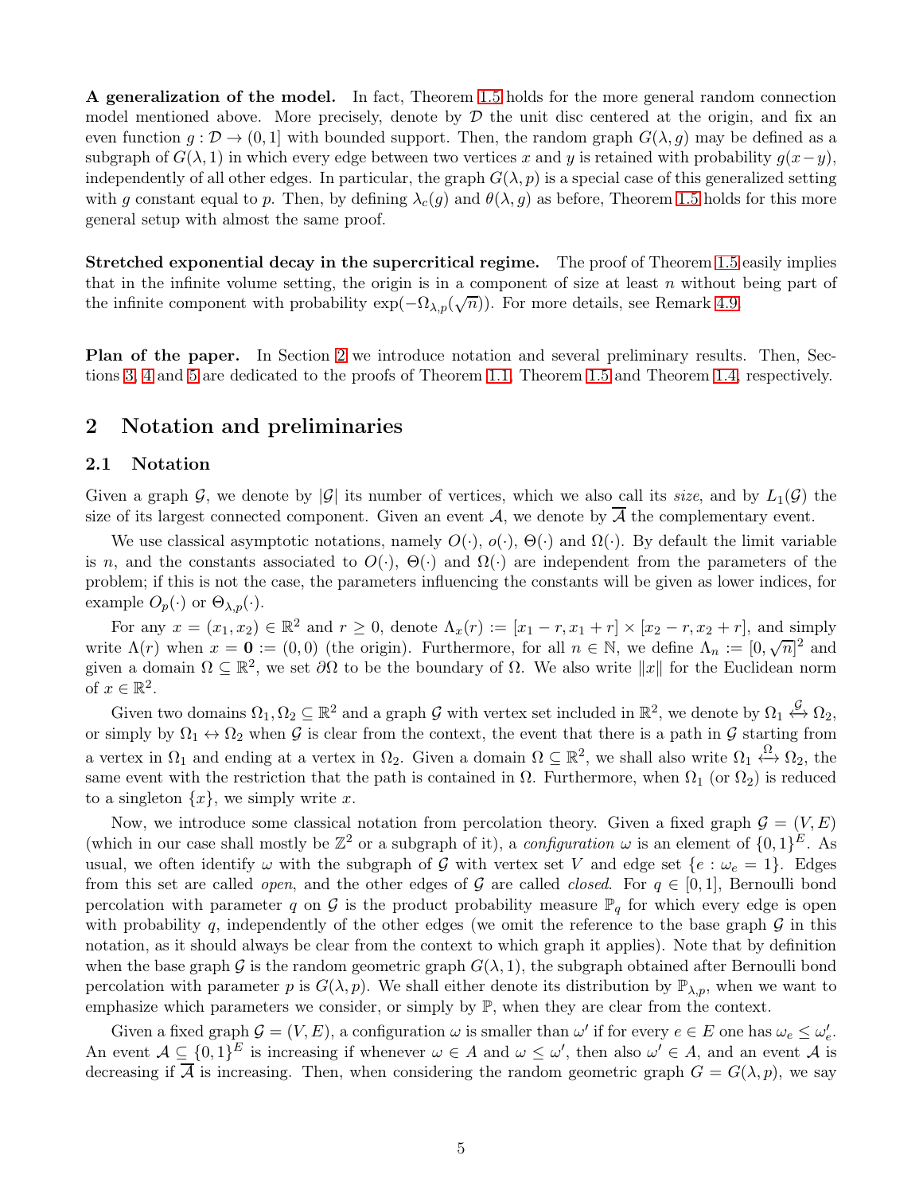**A generalization of the model.** In fact, Theorem 1.5 holds for the more general random connection model mentioned above. More precisely, denote by $\mathcal{D}$ the unit disc centered at the origin, and fix an even function $g : \mathcal{D} \to (0,1]$ with bounded support. Then, the random graph $G(\lambda, g)$ may be defined as a subgraph of $G(\lambda, 1)$ in which every edge between two vertices $x$ and $y$ is retained with probability $g(x-y)$, independently of all other edges. In particular, the graph $G(\lambda, p)$ is a special case of this generalized setting with $g$ constant equal to $p$. Then, by defining $\lambda_c(g)$ and $\theta(\lambda, g)$ as before, Theorem 1.5 holds for this more general setup with almost the same proof.

**Stretched exponential decay in the supercritical regime.** The proof of Theorem 1.5 easily implies that in the infinite volume setting, the origin is in a component of size at least $n$ without being part of the infinite component with probability $\exp(-\Omega_{\lambda,p}(\sqrt{n}))$. For more details, see Remark 4.9.

**Plan of the paper.** In Section 2 we introduce notation and several preliminary results. Then, Sections 3, 4 and 5 are dedicated to the proofs of Theorem 1.1, Theorem 1.5 and Theorem 1.4, respectively.

## 2 Notation and preliminaries

### 2.1 Notation

Given a graph $\mathcal{G}$, we denote by $|\mathcal{G}|$ its number of vertices, which we also call its *size*, and by $L_1(\mathcal{G})$ the size of its largest connected component. Given an event $\mathcal{A}$, we denote by $\overline{\mathcal{A}}$ the complementary event.

We use classical asymptotic notations, namely $O(\cdot)$, $o(\cdot)$, $\Theta(\cdot)$ and $\Omega(\cdot)$. By default the limit variable is $n$, and the constants associated to $O(\cdot)$, $\Theta(\cdot)$ and $\Omega(\cdot)$ are independent from the parameters of the problem; if this is not the case, the parameters influencing the constants will be given as lower indices, for example $O_p(\cdot)$ or $\Theta_{\lambda,p}(\cdot)$.

For any $x = (x_1, x_2) \in \mathbb{R}^2$ and $r \geq 0$, denote $\Lambda_x(r) := [x_1 - r, x_1 + r] \times [x_2 - r, x_2 + r]$, and simply write $\Lambda(r)$ when $x = \mathbf{0} := (0,0)$ (the origin). Furthermore, for all $n \in \mathbb{N}$, we define $\Lambda_n := [0, \sqrt{n}]^2$ and given a domain $\Omega \subseteq \mathbb{R}^2$, we set $\partial\Omega$ to be the boundary of $\Omega$. We also write $\|x\|$ for the Euclidean norm of $x \in \mathbb{R}^2$.

Given two domains $\Omega_1, \Omega_2 \subseteq \mathbb{R}^2$ and a graph $\mathcal{G}$ with vertex set included in $\mathbb{R}^2$, we denote by $\Omega_1 \overset{\mathcal{G}}{\leftrightarrow} \Omega_2$, or simply by $\Omega_1 \leftrightarrow \Omega_2$ when $\mathcal{G}$ is clear from the context, the event that there is a path in $\mathcal{G}$ starting from a vertex in $\Omega_1$ and ending at a vertex in $\Omega_2$. Given a domain $\Omega \subseteq \mathbb{R}^2$, we shall also write $\Omega_1 \overset{\Omega}{\longleftrightarrow} \Omega_2$, the same event with the restriction that the path is contained in $\Omega$. Furthermore, when $\Omega_1$ (or $\Omega_2$) is reduced to a singleton $\{x\}$, we simply write $x$.

Now, we introduce some classical notation from percolation theory. Given a fixed graph $\mathcal{G} = (V, E)$ (which in our case shall mostly be $\mathbb{Z}^2$ or a subgraph of it), a *configuration* $\omega$ is an element of $\{0,1\}^E$. As usual, we often identify $\omega$ with the subgraph of $\mathcal{G}$ with vertex set $V$ and edge set $\{e : \omega_e = 1\}$. Edges from this set are called *open*, and the other edges of $\mathcal{G}$ are called *closed*. For $q \in [0,1]$, Bernoulli bond percolation with parameter $q$ on $\mathcal{G}$ is the product probability measure $\mathbb{P}_q$ for which every edge is open with probability $q$, independently of the other edges (we omit the reference to the base graph $\mathcal{G}$ in this notation, as it should always be clear from the context to which graph it applies). Note that by definition when the base graph $\mathcal{G}$ is the random geometric graph $G(\lambda, 1)$, the subgraph obtained after Bernoulli bond percolation with parameter $p$ is $G(\lambda, p)$. We shall either denote its distribution by $\mathbb{P}_{\lambda,p}$, when we want to emphasize which parameters we consider, or simply by $\mathbb{P}$, when they are clear from the context.

Given a fixed graph $\mathcal{G} = (V, E)$, a configuration $\omega$ is smaller than $\omega'$ if for every $e \in E$ one has $\omega_e \leq \omega'_e$. An event $\mathcal{A} \subseteq \{0,1\}^E$ is increasing if whenever $\omega \in A$ and $\omega \leq \omega'$, then also $\omega' \in A$, and an event $\mathcal{A}$ is decreasing if $\overline{\mathcal{A}}$ is increasing. Then, when considering the random geometric graph $G = G(\lambda, p)$, we say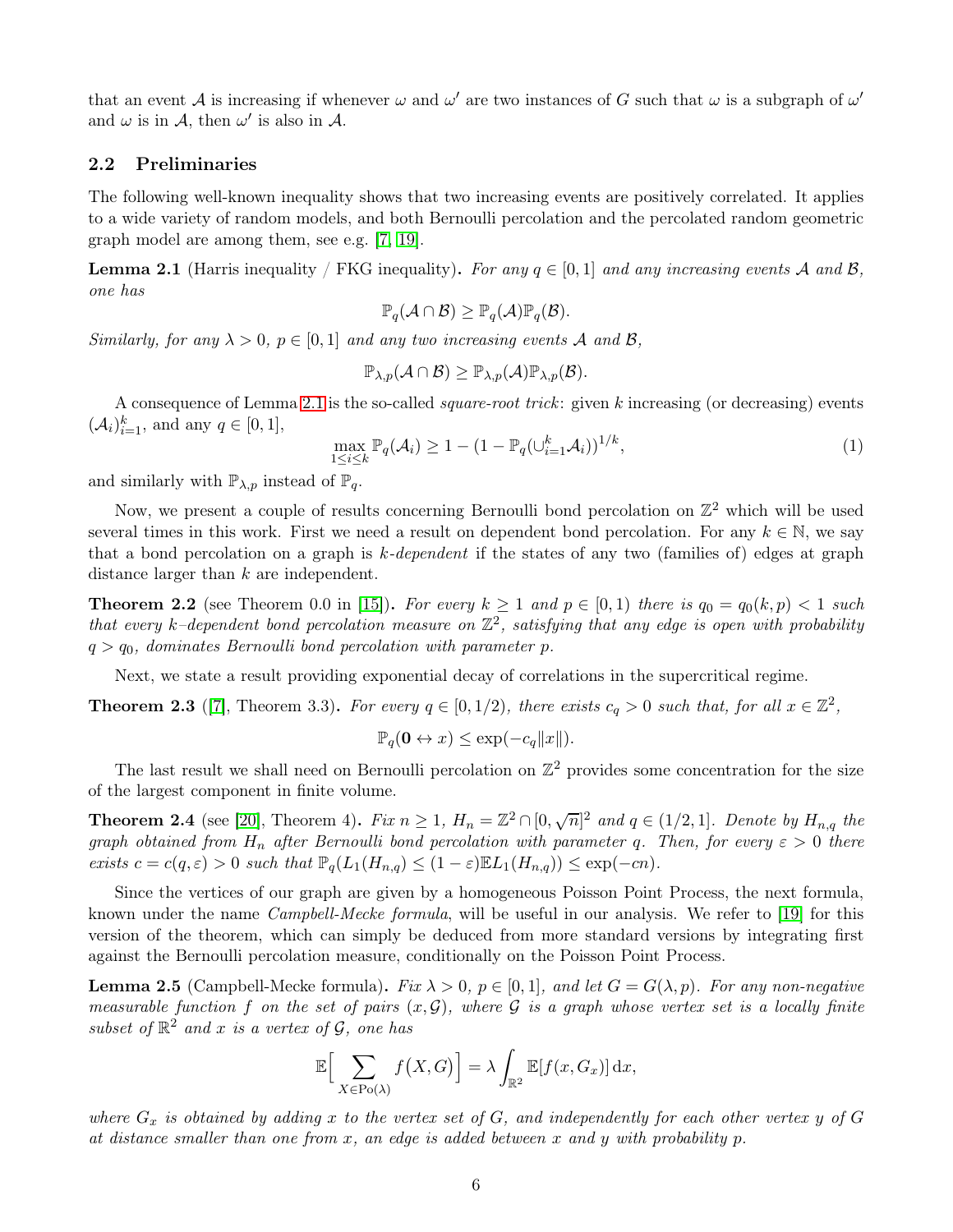that an event $\mathcal{A}$ is increasing if whenever $\omega$ and $\omega'$ are two instances of $G$ such that $\omega$ is a subgraph of $\omega'$ and $\omega$ is in $\mathcal{A}$, then $\omega'$ is also in $\mathcal{A}$.

## 2.2 Preliminaries

The following well-known inequality shows that two increasing events are positively correlated. It applies to a wide variety of random models, and both Bernoulli percolation and the percolated random geometric graph model are among them, see e.g. [7, 19].

**Lemma 2.1** (Harris inequality / FKG inequality)**.** *For any $q \in [0,1]$ and any increasing events $\mathcal{A}$ and $\mathcal{B}$, one has*

$$\mathbb{P}_q(\mathcal{A} \cap \mathcal{B}) \geq \mathbb{P}_q(\mathcal{A})\mathbb{P}_q(\mathcal{B}).$$

*Similarly, for any $\lambda > 0$, $p \in [0,1]$ and any two increasing events $\mathcal{A}$ and $\mathcal{B}$,*

$$\mathbb{P}_{\lambda,p}(\mathcal{A} \cap \mathcal{B}) \geq \mathbb{P}_{\lambda,p}(\mathcal{A})\mathbb{P}_{\lambda,p}(\mathcal{B}).$$

A consequence of Lemma 2.1 is the so-called *square-root trick*: given $k$ increasing (or decreasing) events $(\mathcal{A}_i)_{i=1}^k$, and any $q \in [0,1]$,

$$\max_{1 \leq i \leq k} \mathbb{P}_q(\mathcal{A}_i) \geq 1 - (1 - \mathbb{P}_q(\cup_{i=1}^k \mathcal{A}_i))^{1/k}, \tag{1}$$

and similarly with $\mathbb{P}_{\lambda,p}$ instead of $\mathbb{P}_q$.

Now, we present a couple of results concerning Bernoulli bond percolation on $\mathbb{Z}^2$ which will be used several times in this work. First we need a result on dependent bond percolation. For any $k \in \mathbb{N}$, we say that a bond percolation on a graph is *$k$-dependent* if the states of any two (families of) edges at graph distance larger than $k$ are independent.

**Theorem 2.2** (see Theorem 0.0 in [15])**.** *For every $k \geq 1$ and $p \in [0,1)$ there is $q_0 = q_0(k,p) < 1$ such that every $k$–dependent bond percolation measure on $\mathbb{Z}^2$, satisfying that any edge is open with probability $q > q_0$, dominates Bernoulli bond percolation with parameter $p$.*

Next, we state a result providing exponential decay of correlations in the supercritical regime.

**Theorem 2.3** ([7], Theorem 3.3)**.** *For every $q \in [0, 1/2)$, there exists $c_q > 0$ such that, for all $x \in \mathbb{Z}^2$,*

$$\mathbb{P}_q(\mathbf{0} \leftrightarrow x) \leq \exp(-c_q \|x\|).$$

The last result we shall need on Bernoulli percolation on $\mathbb{Z}^2$ provides some concentration for the size of the largest component in finite volume.

**Theorem 2.4** (see [20], Theorem 4)**.** *Fix $n \geq 1$, $H_n = \mathbb{Z}^2 \cap [0, \sqrt{n}]^2$ and $q \in (1/2, 1]$. Denote by $H_{n,q}$ the graph obtained from $H_n$ after Bernoulli bond percolation with parameter $q$. Then, for every $\varepsilon > 0$ there exists $c = c(q,\varepsilon) > 0$ such that $\mathbb{P}_q(L_1(H_{n,q}) \leq (1-\varepsilon)\mathbb{E}L_1(H_{n,q})) \leq \exp(-cn)$.*

Since the vertices of our graph are given by a homogeneous Poisson Point Process, the next formula, known under the name *Campbell-Mecke formula*, will be useful in our analysis. We refer to [19] for this version of the theorem, which can simply be deduced from more standard versions by integrating first against the Bernoulli percolation measure, conditionally on the Poisson Point Process.

**Lemma 2.5** (Campbell-Mecke formula)**.** *Fix $\lambda > 0$, $p \in [0,1]$, and let $G = G(\lambda,p)$. For any non-negative measurable function $f$ on the set of pairs $(x, \mathcal{G})$, where $\mathcal{G}$ is a graph whose vertex set is a locally finite subset of $\mathbb{R}^2$ and $x$ is a vertex of $\mathcal{G}$, one has*

$$\mathbb{E}\Big[\sum_{X \in \mathrm{Po}(\lambda)} f\big(X, G\big)\Big] = \lambda \int_{\mathbb{R}^2} \mathbb{E}[f(x, G_x)]\, \mathrm{d}x,$$

*where $G_x$ is obtained by adding $x$ to the vertex set of $G$, and independently for each other vertex $y$ of $G$ at distance smaller than one from $x$, an edge is added between $x$ and $y$ with probability $p$.*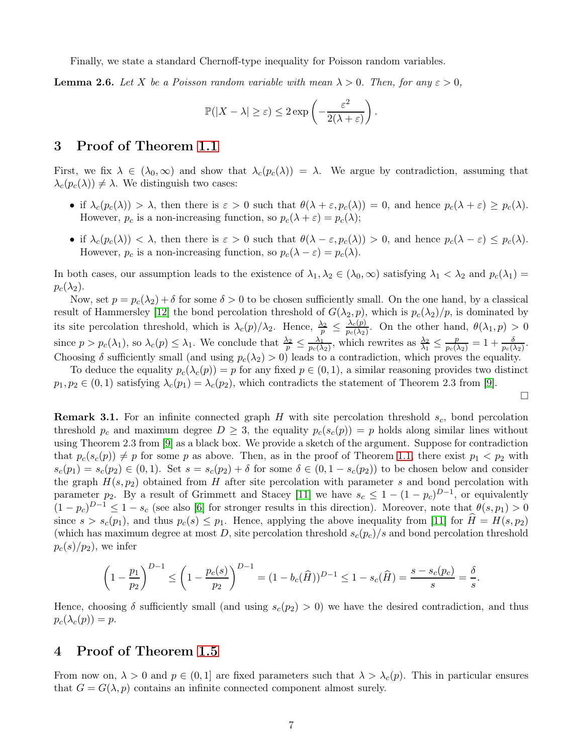Finally, we state a standard Chernoff-type inequality for Poisson random variables.

**Lemma 2.6.** *Let $X$ be a Poisson random variable with mean $\lambda > 0$. Then, for any $\varepsilon > 0$,*

$$\mathbb{P}(|X - \lambda| \geq \varepsilon) \leq 2\exp\left(-\frac{\varepsilon^2}{2(\lambda + \varepsilon)}\right).$$

## 3 Proof of Theorem 1.1

First, we fix $\lambda \in (\lambda_0, \infty)$ and show that $\lambda_c(p_c(\lambda)) = \lambda$. We argue by contradiction, assuming that $\lambda_c(p_c(\lambda)) \neq \lambda$. We distinguish two cases:

- if $\lambda_c(p_c(\lambda)) > \lambda$, then there is $\varepsilon > 0$ such that $\theta(\lambda + \varepsilon, p_c(\lambda)) = 0$, and hence $p_c(\lambda + \varepsilon) \geq p_c(\lambda)$. However, $p_c$ is a non-increasing function, so $p_c(\lambda + \varepsilon) = p_c(\lambda)$;
- if $\lambda_c(p_c(\lambda)) < \lambda$, then there is $\varepsilon > 0$ such that $\theta(\lambda - \varepsilon, p_c(\lambda)) > 0$, and hence $p_c(\lambda - \varepsilon) \leq p_c(\lambda)$. However, $p_c$ is a non-increasing function, so $p_c(\lambda - \varepsilon) = p_c(\lambda)$.

In both cases, our assumption leads to the existence of $\lambda_1, \lambda_2 \in (\lambda_0, \infty)$ satisfying $\lambda_1 < \lambda_2$ and $p_c(\lambda_1) = p_c(\lambda_2)$.

Now, set $p = p_c(\lambda_2) + \delta$ for some $\delta > 0$ to be chosen sufficiently small. On the one hand, by a classical result of Hammersley [12] the bond percolation threshold of $G(\lambda_2, p)$, which is $p_c(\lambda_2)/p$, is dominated by its site percolation threshold, which is $\lambda_c(p)/\lambda_2$. Hence, $\frac{\lambda_2}{p} \leq \frac{\lambda_c(p)}{p_c(\lambda_2)}$. On the other hand, $\theta(\lambda_1, p) > 0$ since $p > p_c(\lambda_1)$, so $\lambda_c(p) \leq \lambda_1$. We conclude that $\frac{\lambda_2}{p} \leq \frac{\lambda_1}{p_c(\lambda_2)}$, which rewrites as $\frac{\lambda_2}{\lambda_1} \leq \frac{p}{p_c(\lambda_2)} = 1 + \frac{\delta}{p_c(\lambda_2)}$. Choosing $\delta$ sufficiently small (and using $p_c(\lambda_2) > 0$) leads to a contradiction, which proves the equality.

To deduce the equality $p_c(\lambda_c(p)) = p$ for any fixed $p \in (0, 1)$, a similar reasoning provides two distinct $p_1, p_2 \in (0, 1)$ satisfying $\lambda_c(p_1) = \lambda_c(p_2)$, which contradicts the statement of Theorem 2.3 from [9].

□

**Remark 3.1.** For an infinite connected graph $H$ with site percolation threshold $s_c$, bond percolation threshold $p_c$ and maximum degree $D \geq 3$, the equality $p_c(s_c(p)) = p$ holds along similar lines without using Theorem 2.3 from [9] as a black box. We provide a sketch of the argument. Suppose for contradiction that $p_c(s_c(p)) \neq p$ for some $p$ as above. Then, as in the proof of Theorem 1.1, there exist $p_1 < p_2$ with $s_c(p_1) = s_c(p_2) \in (0, 1)$. Set $s = s_c(p_2) + \delta$ for some $\delta \in (0, 1 - s_c(p_2))$ to be chosen below and consider the graph $H(s, p_2)$ obtained from $H$ after site percolation with parameter $s$ and bond percolation with parameter $p_2$. By a result of Grimmett and Stacey [11] we have $s_c \leq 1 - (1 - p_c)^{D-1}$, or equivalently $(1 - p_c)^{D-1} \leq 1 - s_c$ (see also [6] for stronger results in this direction). Moreover, note that $\theta(s, p_1) > 0$ since $s > s_c(p_1)$, and thus $p_c(s) \leq p_1$. Hence, applying the above inequality from [11] for $\widehat{H} = H(s, p_2)$ (which has maximum degree at most $D$, site percolation threshold $s_c(p_c)/s$ and bond percolation threshold $p_c(s)/p_2$), we infer

$$\left(1 - \frac{p_1}{p_2}\right)^{D-1} \leq \left(1 - \frac{p_c(s)}{p_2}\right)^{D-1} = (1 - b_c(\widehat{H}))^{D-1} \leq 1 - s_c(\widehat{H}) = \frac{s - s_c(p_c)}{s} = \frac{\delta}{s}.$$

Hence, choosing $\delta$ sufficiently small (and using $s_c(p_2) > 0$) we have the desired contradiction, and thus $p_c(\lambda_c(p)) = p$.

## 4 Proof of Theorem 1.5

From now on, $\lambda > 0$ and $p \in (0, 1]$ are fixed parameters such that $\lambda > \lambda_c(p)$. This in particular ensures that $G = G(\lambda, p)$ contains an infinite connected component almost surely.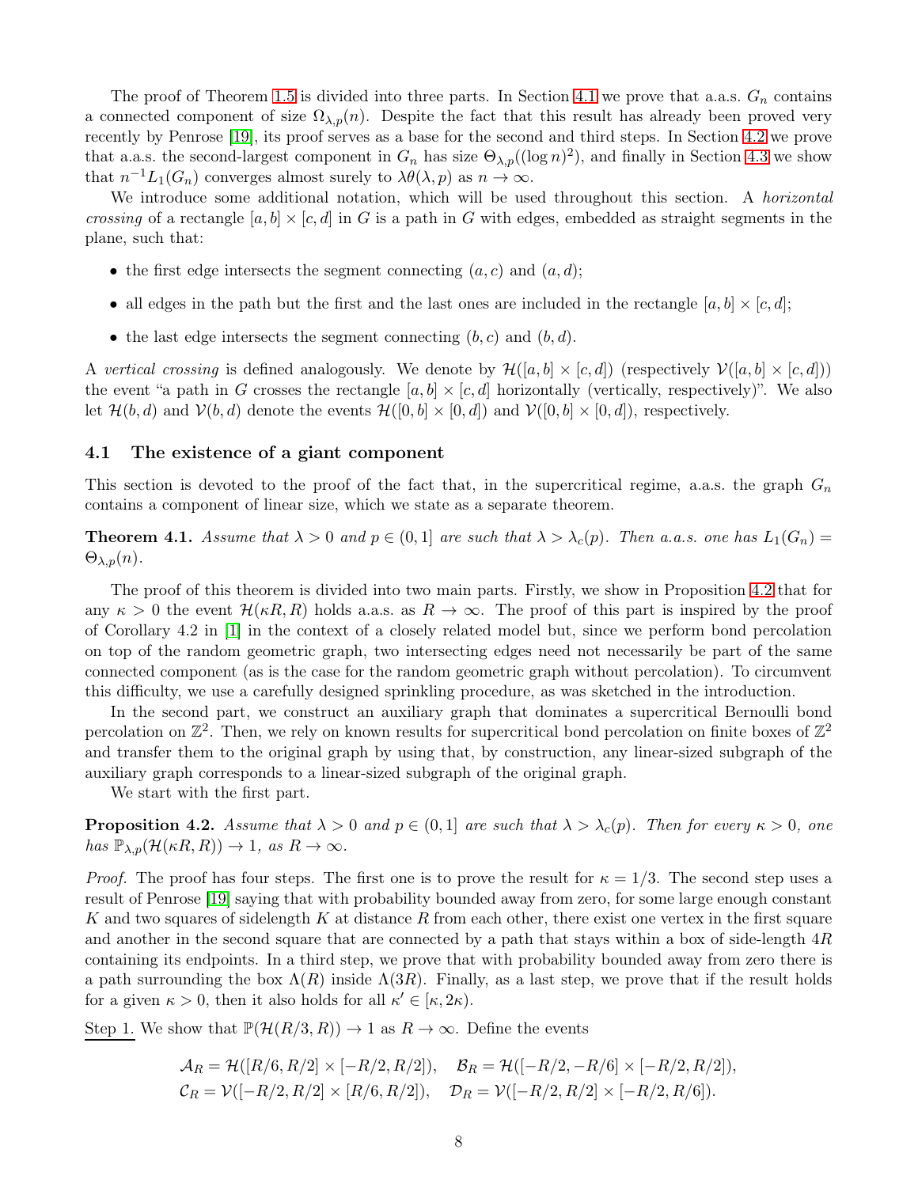The proof of Theorem 1.5 is divided into three parts. In Section 4.1 we prove that a.a.s. $G_n$ contains a connected component of size $\Omega_{\lambda,p}(n)$. Despite the fact that this result has already been proved very recently by Penrose [19], its proof serves as a base for the second and third steps. In Section 4.2 we prove that a.a.s. the second-largest component in $G_n$ has size $\Theta_{\lambda,p}((\log n)^2)$, and finally in Section 4.3 we show that $n^{-1}L_1(G_n)$ converges almost surely to $\lambda\theta(\lambda,p)$ as $n \to \infty$.

We introduce some additional notation, which will be used throughout this section. A *horizontal crossing* of a rectangle $[a,b] \times [c,d]$ in $G$ is a path in $G$ with edges, embedded as straight segments in the plane, such that:

- the first edge intersects the segment connecting $(a,c)$ and $(a,d)$;
- all edges in the path but the first and the last ones are included in the rectangle $[a,b] \times [c,d]$;
- the last edge intersects the segment connecting $(b,c)$ and $(b,d)$.

A *vertical crossing* is defined analogously. We denote by $\mathcal{H}([a,b] \times [c,d])$ (respectively $\mathcal{V}([a,b] \times [c,d])$) the event "a path in $G$ crosses the rectangle $[a,b] \times [c,d]$ horizontally (vertically, respectively)". We also let $\mathcal{H}(b,d)$ and $\mathcal{V}(b,d)$ denote the events $\mathcal{H}([0,b] \times [0,d])$ and $\mathcal{V}([0,b] \times [0,d])$, respectively.

### 4.1 The existence of a giant component

This section is devoted to the proof of the fact that, in the supercritical regime, a.a.s. the graph $G_n$ contains a component of linear size, which we state as a separate theorem.

**Theorem 4.1.** *Assume that $\lambda > 0$ and $p \in (0,1]$ are such that $\lambda > \lambda_c(p)$. Then a.a.s. one has $L_1(G_n) = \Theta_{\lambda,p}(n)$.*

The proof of this theorem is divided into two main parts. Firstly, we show in Proposition 4.2 that for any $\kappa > 0$ the event $\mathcal{H}(\kappa R, R)$ holds a.a.s. as $R \to \infty$. The proof of this part is inspired by the proof of Corollary 4.2 in [1] in the context of a closely related model but, since we perform bond percolation on top of the random geometric graph, two intersecting edges need not necessarily be part of the same connected component (as is the case for the random geometric graph without percolation). To circumvent this difficulty, we use a carefully designed sprinkling procedure, as was sketched in the introduction.

In the second part, we construct an auxiliary graph that dominates a supercritical Bernoulli bond percolation on $\mathbb{Z}^2$. Then, we rely on known results for supercritical bond percolation on finite boxes of $\mathbb{Z}^2$ and transfer them to the original graph by using that, by construction, any linear-sized subgraph of the auxiliary graph corresponds to a linear-sized subgraph of the original graph.

We start with the first part.

**Proposition 4.2.** *Assume that $\lambda > 0$ and $p \in (0,1]$ are such that $\lambda > \lambda_c(p)$. Then for every $\kappa > 0$, one has $\mathbb{P}_{\lambda,p}(\mathcal{H}(\kappa R, R)) \to 1$, as $R \to \infty$.*

*Proof.* The proof has four steps. The first one is to prove the result for $\kappa = 1/3$. The second step uses a result of Penrose [19] saying that with probability bounded away from zero, for some large enough constant $K$ and two squares of sidelength $K$ at distance $R$ from each other, there exist one vertex in the first square and another in the second square that are connected by a path that stays within a box of side-length $4R$ containing its endpoints. In a third step, we prove that with probability bounded away from zero there is a path surrounding the box $\Lambda(R)$ inside $\Lambda(3R)$. Finally, as a last step, we prove that if the result holds for a given $\kappa > 0$, then it also holds for all $\kappa' \in [\kappa, 2\kappa)$.

Step 1. We show that $\mathbb{P}(\mathcal{H}(R/3, R)) \to 1$ as $R \to \infty$. Define the events

$$\mathcal{A}_R = \mathcal{H}([R/6, R/2] \times [-R/2, R/2]), \quad \mathcal{B}_R = \mathcal{H}([-R/2, -R/6] \times [-R/2, R/2]),$$
$$\mathcal{C}_R = \mathcal{V}([-R/2, R/2] \times [R/6, R/2]), \quad \mathcal{D}_R = \mathcal{V}([-R/2, R/2] \times [-R/2, R/6]).$$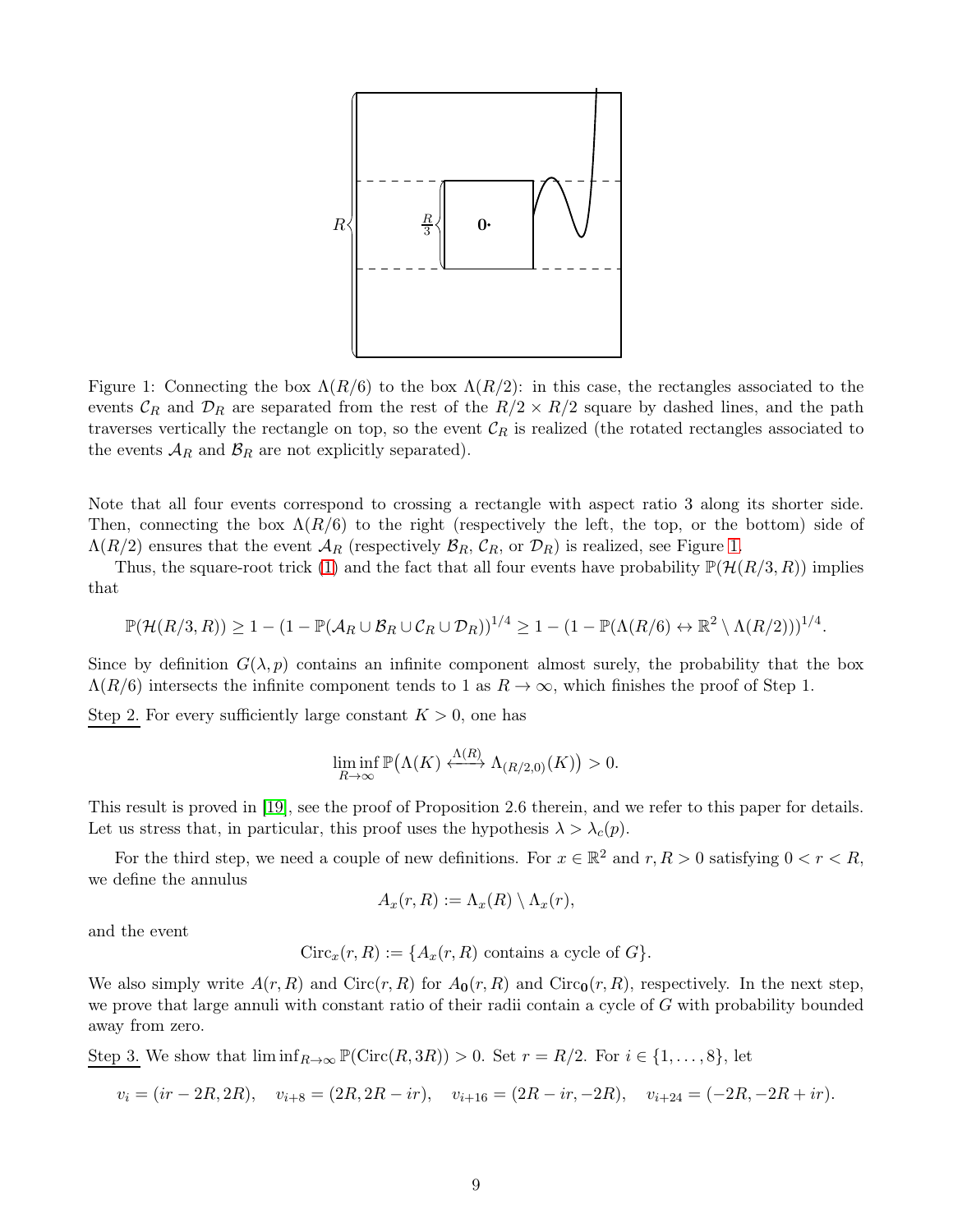Figure 1: Connecting the box $\Lambda(R/6)$ to the box $\Lambda(R/2)$: in this case, the rectangles associated to the events $\mathcal{C}_R$ and $\mathcal{D}_R$ are separated from the rest of the $R/2 \times R/2$ square by dashed lines, and the path traverses vertically the rectangle on top, so the event $\mathcal{C}_R$ is realized (the rotated rectangles associated to the events $\mathcal{A}_R$ and $\mathcal{B}_R$ are not explicitly separated).

Note that all four events correspond to crossing a rectangle with aspect ratio 3 along its shorter side. Then, connecting the box $\Lambda(R/6)$ to the right (respectively the left, the top, or the bottom) side of $\Lambda(R/2)$ ensures that the event $\mathcal{A}_R$ (respectively $\mathcal{B}_R$, $\mathcal{C}_R$, or $\mathcal{D}_R$) is realized, see Figure 1.

Thus, the square-root trick (1) and the fact that all four events have probability $\mathbb{P}(\mathcal{H}(R/3, R))$ implies that

$$\mathbb{P}(\mathcal{H}(R/3,R)) \geq 1 - (1 - \mathbb{P}(\mathcal{A}_R \cup \mathcal{B}_R \cup \mathcal{C}_R \cup \mathcal{D}_R))^{1/4} \geq 1 - (1 - \mathbb{P}(\Lambda(R/6) \leftrightarrow \mathbb{R}^2 \setminus \Lambda(R/2)))^{1/4}.$$

Since by definition $G(\lambda, p)$ contains an infinite component almost surely, the probability that the box $\Lambda(R/6)$ intersects the infinite component tends to 1 as $R \to \infty$, which finishes the proof of Step 1.

Step 2. For every sufficiently large constant $K > 0$, one has

$$\liminf_{R\to\infty} \mathbb{P}\big(\Lambda(K) \xleftrightarrow{\Lambda(R)} \Lambda_{(R/2,0)}(K)\big) > 0.$$

This result is proved in [19], see the proof of Proposition 2.6 therein, and we refer to this paper for details. Let us stress that, in particular, this proof uses the hypothesis $\lambda > \lambda_c(p)$.

For the third step, we need a couple of new definitions. For $x \in \mathbb{R}^2$ and $r, R > 0$ satisfying $0 < r < R$, we define the annulus

$$A_x(r,R) := \Lambda_x(R) \setminus \Lambda_x(r),$$

and the event

$$\mathrm{Circ}_x(r,R) := \{A_x(r,R) \text{ contains a cycle of } G\}.$$

We also simply write $A(r,R)$ and $\mathrm{Circ}(r,R)$ for $A_{\mathbf{0}}(r,R)$ and $\mathrm{Circ}_{\mathbf{0}}(r,R)$, respectively. In the next step, we prove that large annuli with constant ratio of their radii contain a cycle of $G$ with probability bounded away from zero.

Step 3. We show that $\liminf_{R\to\infty} \mathbb{P}(\mathrm{Circ}(R,3R)) > 0$. Set $r = R/2$. For $i \in \{1,\ldots,8\}$, let

$$v_i = (ir - 2R, 2R), \quad v_{i+8} = (2R, 2R - ir), \quad v_{i+16} = (2R - ir, -2R), \quad v_{i+24} = (-2R, -2R + ir).$$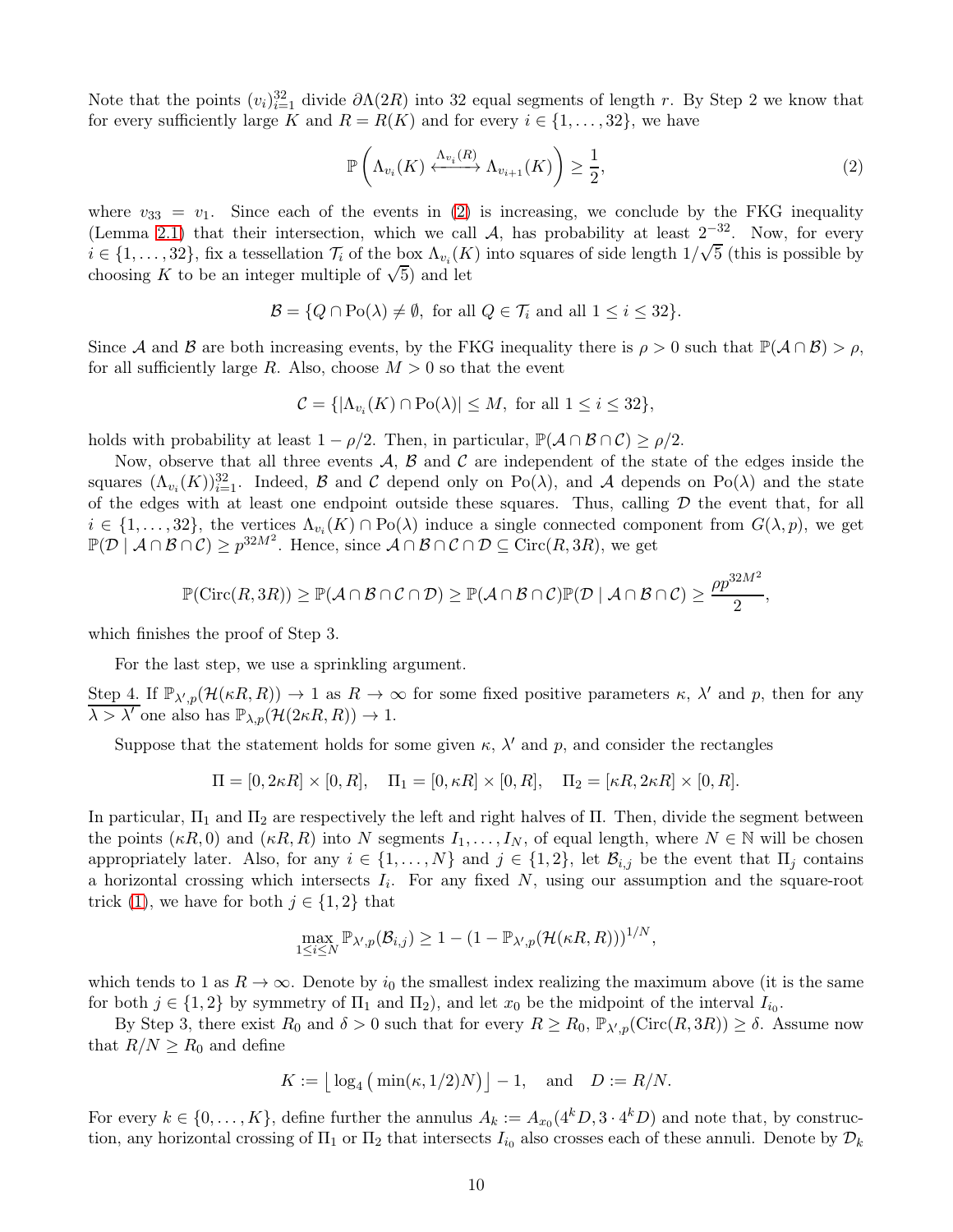Note that the points $(v_i)_{i=1}^{32}$ divide $\partial\Lambda(2R)$ into 32 equal segments of length $r$. By Step 2 we know that for every sufficiently large $K$ and $R = R(K)$ and for every $i \in \{1, \ldots, 32\}$, we have

$$\mathbb{P}\left(\Lambda_{v_i}(K) \xleftrightarrow{\Lambda_{v_i}(R)} \Lambda_{v_{i+1}}(K)\right) \geq \frac{1}{2}, \tag{2}$$

where $v_{33} = v_1$. Since each of the events in (2) is increasing, we conclude by the FKG inequality (Lemma 2.1) that their intersection, which we call $\mathcal{A}$, has probability at least $2^{-32}$. Now, for every $i \in \{1, \ldots, 32\}$, fix a tessellation $\mathcal{T}_i$ of the box $\Lambda_{v_i}(K)$ into squares of side length $1/\sqrt{5}$ (this is possible by choosing $K$ to be an integer multiple of $\sqrt{5}$) and let

$$\mathcal{B} = \{Q \cap \mathrm{Po}(\lambda) \neq \emptyset, \text{ for all } Q \in \mathcal{T}_i \text{ and all } 1 \leq i \leq 32\}.$$

Since $\mathcal{A}$ and $\mathcal{B}$ are both increasing events, by the FKG inequality there is $\rho > 0$ such that $\mathbb{P}(\mathcal{A} \cap \mathcal{B}) > \rho$, for all sufficiently large $R$. Also, choose $M > 0$ so that the event

$$\mathcal{C} = \{|\Lambda_{v_i}(K) \cap \mathrm{Po}(\lambda)| \leq M, \text{ for all } 1 \leq i \leq 32\},$$

holds with probability at least $1 - \rho/2$. Then, in particular, $\mathbb{P}(\mathcal{A} \cap \mathcal{B} \cap \mathcal{C}) \geq \rho/2$.

Now, observe that all three events $\mathcal{A}$, $\mathcal{B}$ and $\mathcal{C}$ are independent of the state of the edges inside the squares $(\Lambda_{v_i}(K))_{i=1}^{32}$. Indeed, $\mathcal{B}$ and $\mathcal{C}$ depend only on $\mathrm{Po}(\lambda)$, and $\mathcal{A}$ depends on $\mathrm{Po}(\lambda)$ and the state of the edges with at least one endpoint outside these squares. Thus, calling $\mathcal{D}$ the event that, for all $i \in \{1, \ldots, 32\}$, the vertices $\Lambda_{v_i}(K) \cap \mathrm{Po}(\lambda)$ induce a single connected component from $G(\lambda, p)$, we get $\mathbb{P}(\mathcal{D} \mid \mathcal{A} \cap \mathcal{B} \cap \mathcal{C}) \geq p^{32M^2}$. Hence, since $\mathcal{A} \cap \mathcal{B} \cap \mathcal{C} \cap \mathcal{D} \subseteq \mathrm{Circ}(R, 3R)$, we get

$$\mathbb{P}(\mathrm{Circ}(R, 3R)) \geq \mathbb{P}(\mathcal{A} \cap \mathcal{B} \cap \mathcal{C} \cap \mathcal{D}) \geq \mathbb{P}(\mathcal{A} \cap \mathcal{B} \cap \mathcal{C})\mathbb{P}(\mathcal{D} \mid \mathcal{A} \cap \mathcal{B} \cap \mathcal{C}) \geq \frac{\rho p^{32M^2}}{2},$$

which finishes the proof of Step 3.

For the last step, we use a sprinkling argument.

Step 4. If $\mathbb{P}_{\lambda', p}(\mathcal{H}(\kappa R, R)) \to 1$ as $R \to \infty$ for some fixed positive parameters $\kappa$, $\lambda'$ and $p$, then for any $\lambda > \lambda'$ one also has $\mathbb{P}_{\lambda, p}(\mathcal{H}(2\kappa R, R)) \to 1$.

Suppose that the statement holds for some given $\kappa$, $\lambda'$ and $p$, and consider the rectangles

$$\Pi = [0, 2\kappa R] \times [0, R], \quad \Pi_1 = [0, \kappa R] \times [0, R], \quad \Pi_2 = [\kappa R, 2\kappa R] \times [0, R].$$

In particular, $\Pi_1$ and $\Pi_2$ are respectively the left and right halves of $\Pi$. Then, divide the segment between the points $(\kappa R, 0)$ and $(\kappa R, R)$ into $N$ segments $I_1, \ldots, I_N$, of equal length, where $N \in \mathbb{N}$ will be chosen appropriately later. Also, for any $i \in \{1, \ldots, N\}$ and $j \in \{1, 2\}$, let $\mathcal{B}_{i,j}$ be the event that $\Pi_j$ contains a horizontal crossing which intersects $I_i$. For any fixed $N$, using our assumption and the square-root trick (1), we have for both $j \in \{1, 2\}$ that

$$\max_{1 \leq i \leq N} \mathbb{P}_{\lambda', p}(\mathcal{B}_{i,j}) \geq 1 - (1 - \mathbb{P}_{\lambda', p}(\mathcal{H}(\kappa R, R)))^{1/N},$$

which tends to 1 as $R \to \infty$. Denote by $i_0$ the smallest index realizing the maximum above (it is the same for both $j \in \{1, 2\}$ by symmetry of $\Pi_1$ and $\Pi_2$), and let $x_0$ be the midpoint of the interval $I_{i_0}$.

By Step 3, there exist $R_0$ and $\delta > 0$ such that for every $R \geq R_0$, $\mathbb{P}_{\lambda', p}(\mathrm{Circ}(R, 3R)) \geq \delta$. Assume now that $R/N \geq R_0$ and define

$$K := \left\lfloor \log_4\left(\min(\kappa, 1/2)N\right)\right\rfloor - 1, \quad \text{and} \quad D := R/N.$$

For every $k \in \{0, \ldots, K\}$, define further the annulus $A_k := A_{x_0}(4^k D, 3 \cdot 4^k D)$ and note that, by construction, any horizontal crossing of $\Pi_1$ or $\Pi_2$ that intersects $I_{i_0}$ also crosses each of these annuli. Denote by $\mathcal{D}_k$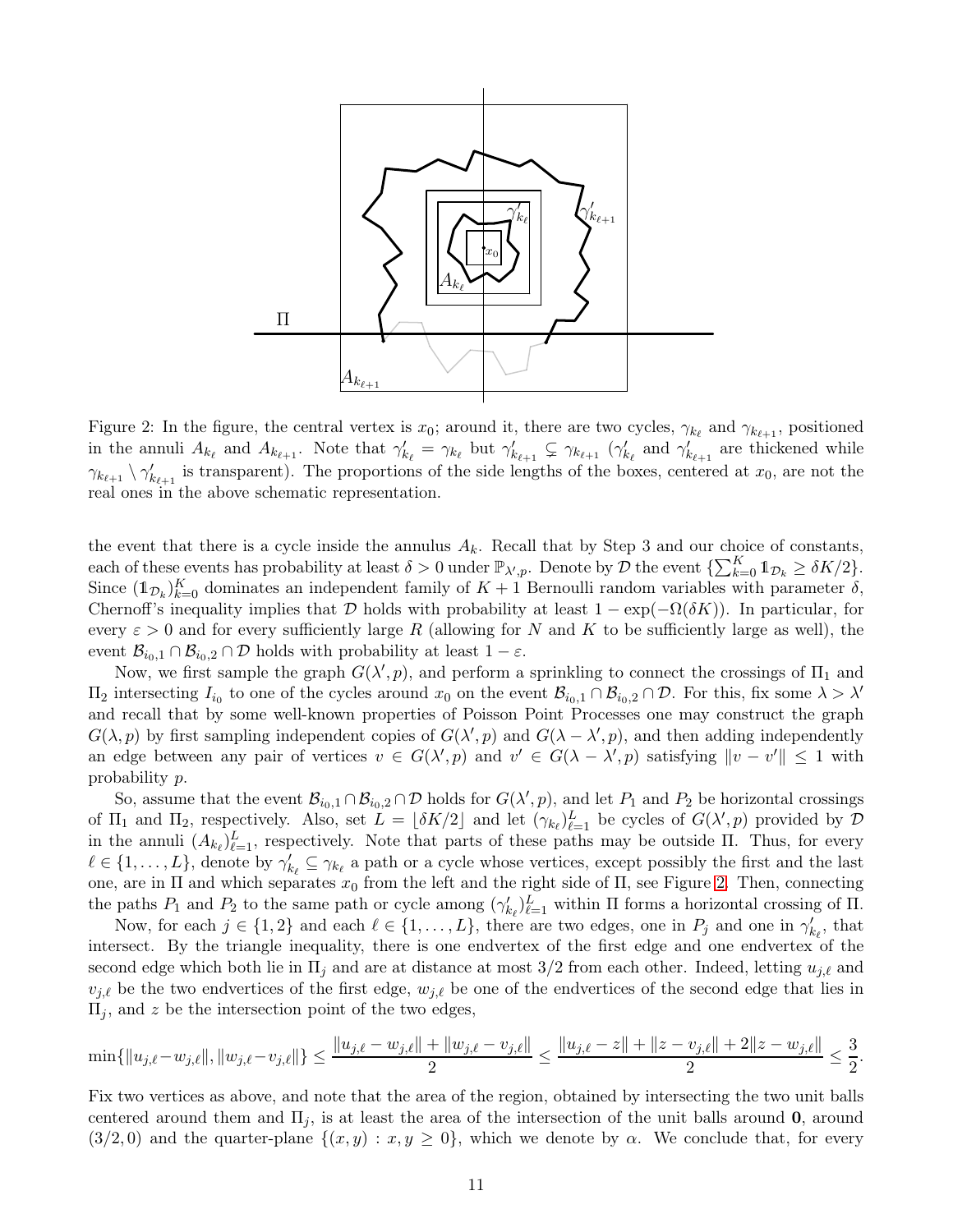Figure 2: In the figure, the central vertex is $x_0$; around it, there are two cycles, $\gamma_{k_\ell}$ and $\gamma_{k_{\ell+1}}$, positioned in the annuli $A_{k_\ell}$ and $A_{k_{\ell+1}}$. Note that $\gamma'_{k_\ell} = \gamma_{k_\ell}$ but $\gamma'_{k_{\ell+1}} \subsetneq \gamma_{k_{\ell+1}}$ ($\gamma'_{k_\ell}$ and $\gamma'_{k_{\ell+1}}$ are thickened while $\gamma_{k_{\ell+1}} \setminus \gamma'_{k_{\ell+1}}$ is transparent). The proportions of the side lengths of the boxes, centered at $x_0$, are not the real ones in the above schematic representation.

the event that there is a cycle inside the annulus $A_k$. Recall that by Step 3 and our choice of constants, each of these events has probability at least $\delta > 0$ under $\mathbb{P}_{\lambda',p}$. Denote by $\mathcal{D}$ the event $\{\sum_{k=0}^{K} \mathbb{1}_{\mathcal{D}_k} \geq \delta K/2\}$. Since $(\mathbb{1}_{\mathcal{D}_k})_{k=0}^{K}$ dominates an independent family of $K+1$ Bernoulli random variables with parameter $\delta$, Chernoff's inequality implies that $\mathcal{D}$ holds with probability at least $1 - \exp(-\Omega(\delta K))$. In particular, for every $\varepsilon > 0$ and for every sufficiently large $R$ (allowing for $N$ and $K$ to be sufficiently large as well), the event $\mathcal{B}_{i_0,1} \cap \mathcal{B}_{i_0,2} \cap \mathcal{D}$ holds with probability at least $1 - \varepsilon$.

Now, we first sample the graph $G(\lambda', p)$, and perform a sprinkling to connect the crossings of $\Pi_1$ and $\Pi_2$ intersecting $I_{i_0}$ to one of the cycles around $x_0$ on the event $\mathcal{B}_{i_0,1} \cap \mathcal{B}_{i_0,2} \cap \mathcal{D}$. For this, fix some $\lambda > \lambda'$ and recall that by some well-known properties of Poisson Point Processes one may construct the graph $G(\lambda, p)$ by first sampling independent copies of $G(\lambda', p)$ and $G(\lambda - \lambda', p)$, and then adding independently an edge between any pair of vertices $v \in G(\lambda', p)$ and $v' \in G(\lambda - \lambda', p)$ satisfying $\|v - v'\| \leq 1$ with probability $p$.

So, assume that the event $\mathcal{B}_{i_0,1} \cap \mathcal{B}_{i_0,2} \cap \mathcal{D}$ holds for $G(\lambda', p)$, and let $P_1$ and $P_2$ be horizontal crossings of $\Pi_1$ and $\Pi_2$, respectively. Also, set $L = \lfloor \delta K/2 \rfloor$ and let $(\gamma_{k_\ell})_{\ell=1}^{L}$ be cycles of $G(\lambda', p)$ provided by $\mathcal{D}$ in the annuli $(A_{k_\ell})_{\ell=1}^{L}$, respectively. Note that parts of these paths may be outside $\Pi$. Thus, for every $\ell \in \{1, \ldots, L\}$, denote by $\gamma'_{k_\ell} \subseteq \gamma_{k_\ell}$ a path or a cycle whose vertices, except possibly the first and the last one, are in $\Pi$ and which separates $x_0$ from the left and the right side of $\Pi$, see Figure 2. Then, connecting the paths $P_1$ and $P_2$ to the same path or cycle among $(\gamma'_{k_\ell})_{\ell=1}^{L}$ within $\Pi$ forms a horizontal crossing of $\Pi$.

Now, for each $j \in \{1, 2\}$ and each $\ell \in \{1, \ldots, L\}$, there are two edges, one in $P_j$ and one in $\gamma'_{k_\ell}$, that intersect. By the triangle inequality, there is one endvertex of the first edge and one endvertex of the second edge which both lie in $\Pi_j$ and are at distance at most $3/2$ from each other. Indeed, letting $u_{j,\ell}$ and $v_{j,\ell}$ be the two endvertices of the first edge, $w_{j,\ell}$ be one of the endvertices of the second edge that lies in $\Pi_j$, and $z$ be the intersection point of the two edges,

$$\min\{\|u_{j,\ell} - w_{j,\ell}\|, \|w_{j,\ell} - v_{j,\ell}\|\} \leq \frac{\|u_{j,\ell} - w_{j,\ell}\| + \|w_{j,\ell} - v_{j,\ell}\|}{2} \leq \frac{\|u_{j,\ell} - z\| + \|z - v_{j,\ell}\| + 2\|z - w_{j,\ell}\|}{2} \leq \frac{3}{2}.$$

Fix two vertices as above, and note that the area of the region, obtained by intersecting the two unit balls centered around them and $\Pi_j$, is at least the area of the intersection of the unit balls around $\mathbf{0}$, around $(3/2, 0)$ and the quarter-plane $\{(x, y) : x, y \geq 0\}$, which we denote by $\alpha$. We conclude that, for every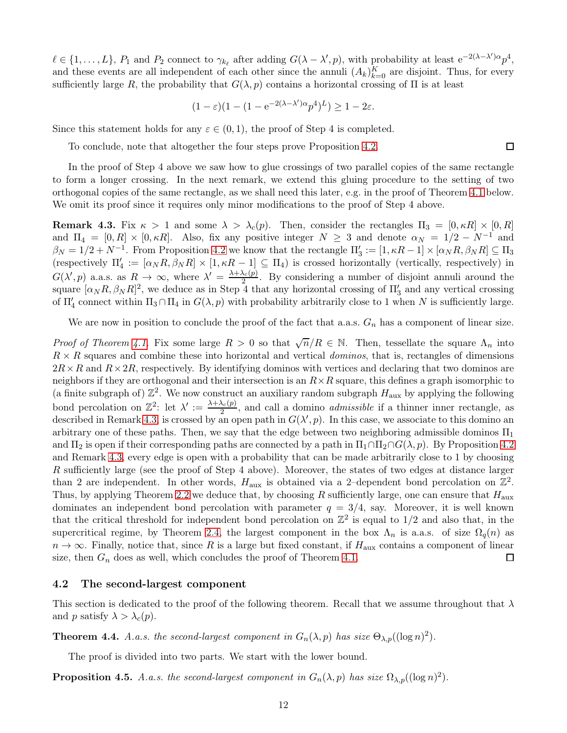$\ell \in \{1, \ldots, L\}$, $P_1$ and $P_2$ connect to $\gamma_{k_\ell}$ after adding $G(\lambda - \lambda', p)$, with probability at least $\mathrm{e}^{-2(\lambda-\lambda')\alpha}p^4$, and these events are all independent of each other since the annuli $(A_k)_{k=0}^K$ are disjoint. Thus, for every sufficiently large $R$, the probability that $G(\lambda, p)$ contains a horizontal crossing of $\Pi$ is at least

$$(1-\varepsilon)(1-(1-\mathrm{e}^{-2(\lambda-\lambda')\alpha}p^4)^L) \geq 1-2\varepsilon.$$

Since this statement holds for any $\varepsilon \in (0,1)$, the proof of Step 4 is completed.

To conclude, note that altogether the four steps prove Proposition 4.2. ∎

In the proof of Step 4 above we saw how to glue crossings of two parallel copies of the same rectangle to form a longer crossing. In the next remark, we extend this gluing procedure to the setting of two orthogonal copies of the same rectangle, as we shall need this later, e.g. in the proof of Theorem 4.1 below. We omit its proof since it requires only minor modifications to the proof of Step 4 above.

**Remark 4.3.** Fix $\kappa > 1$ and some $\lambda > \lambda_c(p)$. Then, consider the rectangles $\Pi_3 = [0, \kappa R] \times [0, R]$ and $\Pi_4 = [0, R] \times [0, \kappa R]$. Also, fix any positive integer $N \geq 3$ and denote $\alpha_N = 1/2 - N^{-1}$ and $\beta_N = 1/2 + N^{-1}$. From Proposition 4.2 we know that the rectangle $\Pi_3' := [1, \kappa R - 1] \times [\alpha_N R, \beta_N R] \subseteq \Pi_3$ (respectively $\Pi_4' := [\alpha_N R, \beta_N R] \times [1, \kappa R - 1] \subseteq \Pi_4$) is crossed horizontally (vertically, respectively) in $G(\lambda', p)$ a.a.s. as $R \to \infty$, where $\lambda' = \frac{\lambda + \lambda_c(p)}{2}$. By considering a number of disjoint annuli around the square $[\alpha_N R, \beta_N R]^2$, we deduce as in Step 4 that any horizontal crossing of $\Pi_3'$ and any vertical crossing of $\Pi_4'$ connect within $\Pi_3 \cap \Pi_4$ in $G(\lambda, p)$ with probability arbitrarily close to 1 when $N$ is sufficiently large.

We are now in position to conclude the proof of the fact that a.a.s. $G_n$ has a component of linear size.

*Proof of Theorem 4.1.* Fix some large $R > 0$ so that $\sqrt{n}/R \in \mathbb{N}$. Then, tessellate the square $\Lambda_n$ into $R \times R$ squares and combine these into horizontal and vertical *dominos*, that is, rectangles of dimensions $2R \times R$ and $R \times 2R$, respectively. By identifying dominos with vertices and declaring that two dominos are neighbors if they are orthogonal and their intersection is an $R \times R$ square, this defines a graph isomorphic to (a finite subgraph of) $\mathbb{Z}^2$. We now construct an auxiliary random subgraph $H_{\mathrm{aux}}$ by applying the following bond percolation on $\mathbb{Z}^2$: let $\lambda' := \frac{\lambda + \lambda_c(p)}{2}$, and call a domino *admissible* if a thinner inner rectangle, as described in Remark 4.3, is crossed by an open path in $G(\lambda', p)$. In this case, we associate to this domino an arbitrary one of these paths. Then, we say that the edge between two neighboring admissible dominos $\Pi_1$ and $\Pi_2$ is open if their corresponding paths are connected by a path in $\Pi_1 \cap \Pi_2 \cap G(\lambda, p)$. By Proposition 4.2 and Remark 4.3, every edge is open with a probability that can be made arbitrarily close to 1 by choosing $R$ sufficiently large (see the proof of Step 4 above). Moreover, the states of two edges at distance larger than 2 are independent. In other words, $H_{\mathrm{aux}}$ is obtained via a 2–dependent bond percolation on $\mathbb{Z}^2$. Thus, by applying Theorem 2.2 we deduce that, by choosing $R$ sufficiently large, one can ensure that $H_{\mathrm{aux}}$ dominates an independent bond percolation with parameter $q = 3/4$, say. Moreover, it is well known that the critical threshold for independent bond percolation on $\mathbb{Z}^2$ is equal to $1/2$ and also that, in the supercritical regime, by Theorem 2.4, the largest component in the box $\Lambda_n$ is a.a.s. of size $\Omega_q(n)$ as $n \to \infty$. Finally, notice that, since $R$ is a large but fixed constant, if $H_{\mathrm{aux}}$ contains a component of linear size, then $G_n$ does as well, which concludes the proof of Theorem 4.1. ∎

### 4.2 The second-largest component

This section is dedicated to the proof of the following theorem. Recall that we assume throughout that $\lambda$ and $p$ satisfy $\lambda > \lambda_c(p)$.

**Theorem 4.4.** *A.a.s. the second-largest component in $G_n(\lambda, p)$ has size $\Theta_{\lambda,p}((\log n)^2)$.*

The proof is divided into two parts. We start with the lower bound.

**Proposition 4.5.** *A.a.s. the second-largest component in $G_n(\lambda, p)$ has size $\Omega_{\lambda,p}((\log n)^2)$.*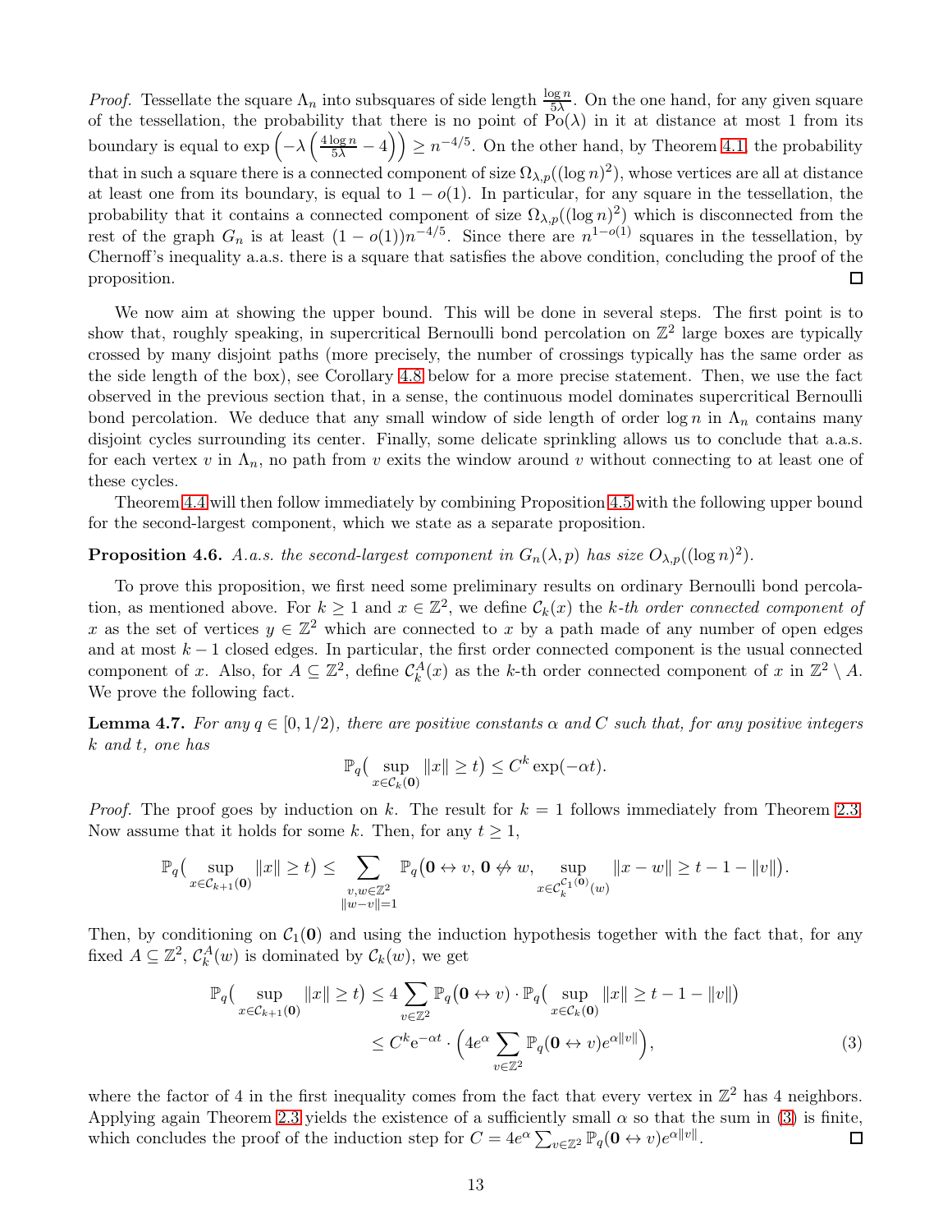*Proof.* Tessellate the square $\Lambda_n$ into subsquares of side length $\frac{\log n}{5\lambda}$. On the one hand, for any given square of the tessellation, the probability that there is no point of $\mathrm{Po}(\lambda)$ in it at distance at most 1 from its boundary is equal to $\exp\left(-\lambda\left(\frac{4\log n}{5\lambda}-4\right)\right) \geq n^{-4/5}$. On the other hand, by Theorem 4.1 the probability that in such a square there is a connected component of size $\Omega_{\lambda,p}((\log n)^2)$, whose vertices are all at distance at least one from its boundary, is equal to $1-o(1)$. In particular, for any square in the tessellation, the probability that it contains a connected component of size $\Omega_{\lambda,p}((\log n)^2)$ which is disconnected from the rest of the graph $G_n$ is at least $(1-o(1))n^{-4/5}$. Since there are $n^{1-o(1)}$ squares in the tessellation, by Chernoff's inequality a.a.s. there is a square that satisfies the above condition, concluding the proof of the proposition. □

We now aim at showing the upper bound. This will be done in several steps. The first point is to show that, roughly speaking, in supercritical Bernoulli bond percolation on $\mathbb{Z}^2$ large boxes are typically crossed by many disjoint paths (more precisely, the number of crossings typically has the same order as the side length of the box), see Corollary 4.8 below for a more precise statement. Then, we use the fact observed in the previous section that, in a sense, the continuous model dominates supercritical Bernoulli bond percolation. We deduce that any small window of side length of order $\log n$ in $\Lambda_n$ contains many disjoint cycles surrounding its center. Finally, some delicate sprinkling allows us to conclude that a.a.s. for each vertex $v$ in $\Lambda_n$, no path from $v$ exits the window around $v$ without connecting to at least one of these cycles.

Theorem 4.4 will then follow immediately by combining Proposition 4.5 with the following upper bound for the second-largest component, which we state as a separate proposition.

**Proposition 4.6.** *A.a.s. the second-largest component in $G_n(\lambda,p)$ has size $O_{\lambda,p}((\log n)^2)$.*

To prove this proposition, we first need some preliminary results on ordinary Bernoulli bond percolation, as mentioned above. For $k \geq 1$ and $x \in \mathbb{Z}^2$, we define $\mathcal{C}_k(x)$ the *$k$-th order connected component of $x$* as the set of vertices $y \in \mathbb{Z}^2$ which are connected to $x$ by a path made of any number of open edges and at most $k-1$ closed edges. In particular, the first order connected component is the usual connected component of $x$. Also, for $A \subseteq \mathbb{Z}^2$, define $\mathcal{C}_k^A(x)$ as the $k$-th order connected component of $x$ in $\mathbb{Z}^2 \setminus A$. We prove the following fact.

**Lemma 4.7.** *For any $q \in [0,1/2)$, there are positive constants $\alpha$ and $C$ such that, for any positive integers $k$ and $t$, one has*

$$\mathbb{P}_q\big(\sup_{x\in\mathcal{C}_k(\mathbf{0})}\|x\| \geq t\big) \leq C^k\exp(-\alpha t).$$

*Proof.* The proof goes by induction on $k$. The result for $k=1$ follows immediately from Theorem 2.3. Now assume that it holds for some $k$. Then, for any $t \geq 1$,

$$\mathbb{P}_q\big(\sup_{x\in\mathcal{C}_{k+1}(\mathbf{0})}\|x\| \geq t\big) \leq \sum_{\substack{v,w\in\mathbb{Z}^2\\ \|w-v\|=1}} \mathbb{P}_q\big(\mathbf{0}\leftrightarrow v,\, \mathbf{0}\not\leftrightarrow w,\, \sup_{x\in\mathcal{C}_k^{\mathcal{C}_1(\mathbf{0})}(w)}\|x-w\| \geq t-1-\|v\|\big).$$

Then, by conditioning on $\mathcal{C}_1(\mathbf{0})$ and using the induction hypothesis together with the fact that, for any fixed $A\subseteq\mathbb{Z}^2$, $\mathcal{C}_k^A(w)$ is dominated by $\mathcal{C}_k(w)$, we get

$$\begin{aligned}\mathbb{P}_q\big(\sup_{x\in\mathcal{C}_{k+1}(\mathbf{0})}\|x\| \geq t\big) &\leq 4\sum_{v\in\mathbb{Z}^2}\mathbb{P}_q\big(\mathbf{0}\leftrightarrow v\big)\cdot\mathbb{P}_q\big(\sup_{x\in\mathcal{C}_k(\mathbf{0})}\|x\| \geq t-1-\|v\|\big)\\ &\leq C^k\mathrm{e}^{-\alpha t}\cdot\Big(4e^{\alpha}\sum_{v\in\mathbb{Z}^2}\mathbb{P}_q(\mathbf{0}\leftrightarrow v)e^{\alpha\|v\|}\Big),\end{aligned} \tag{3}$$

where the factor of 4 in the first inequality comes from the fact that every vertex in $\mathbb{Z}^2$ has 4 neighbors. Applying again Theorem 2.3 yields the existence of a sufficiently small $\alpha$ so that the sum in (3) is finite, which concludes the proof of the induction step for $C = 4e^{\alpha}\sum_{v\in\mathbb{Z}^2}\mathbb{P}_q(\mathbf{0}\leftrightarrow v)e^{\alpha\|v\|}$. □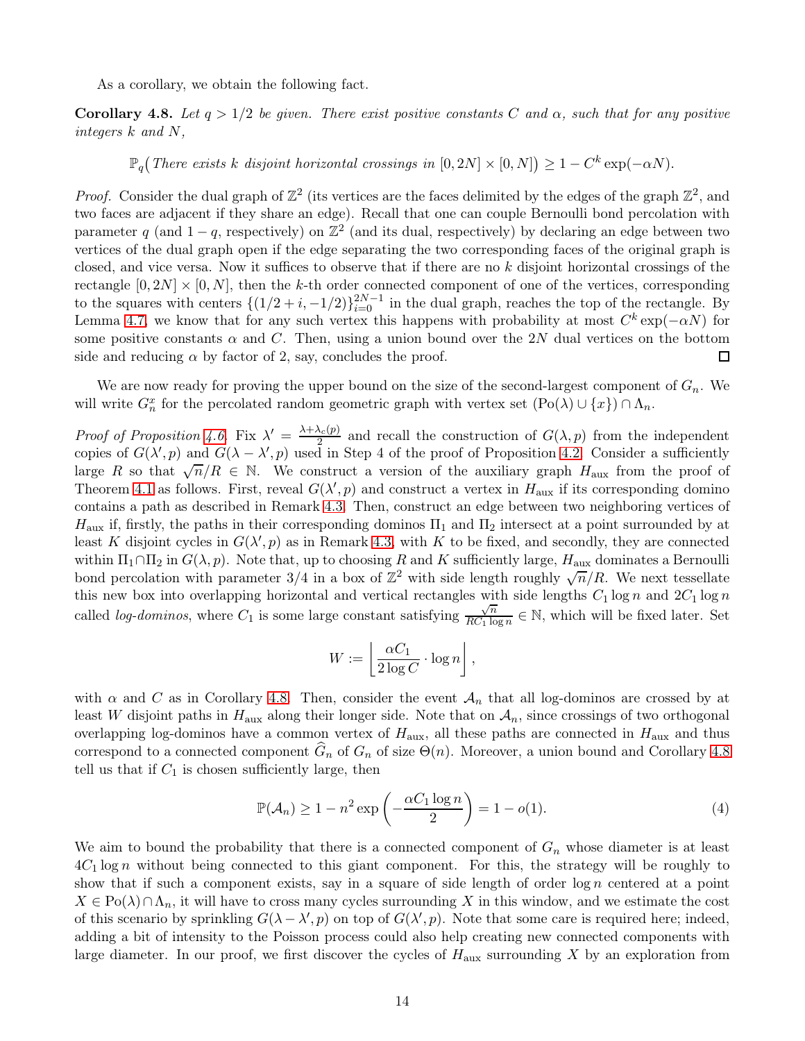As a corollary, we obtain the following fact.

**Corollary 4.8.** *Let $q > 1/2$ be given. There exist positive constants $C$ and $\alpha$, such that for any positive integers $k$ and $N$,*

$$\mathbb{P}_q\big(\textit{There exists } k \textit{ disjoint horizontal crossings in } [0,2N]\times[0,N]\big) \geq 1 - C^k \exp(-\alpha N).$$

*Proof.* Consider the dual graph of $\mathbb{Z}^2$ (its vertices are the faces delimited by the edges of the graph $\mathbb{Z}^2$, and two faces are adjacent if they share an edge). Recall that one can couple Bernoulli bond percolation with parameter $q$ (and $1-q$, respectively) on $\mathbb{Z}^2$ (and its dual, respectively) by declaring an edge between two vertices of the dual graph open if the edge separating the two corresponding faces of the original graph is closed, and vice versa. Now it suffices to observe that if there are no $k$ disjoint horizontal crossings of the rectangle $[0,2N]\times[0,N]$, then the $k$-th order connected component of one of the vertices, corresponding to the squares with centers $\{(1/2+i,-1/2)\}_{i=0}^{2N-1}$ in the dual graph, reaches the top of the rectangle. By Lemma 4.7, we know that for any such vertex this happens with probability at most $C^k\exp(-\alpha N)$ for some positive constants $\alpha$ and $C$. Then, using a union bound over the $2N$ dual vertices on the bottom side and reducing $\alpha$ by factor of 2, say, concludes the proof. $\square$

We are now ready for proving the upper bound on the size of the second-largest component of $G_n$. We will write $G_n^x$ for the percolated random geometric graph with vertex set $(\mathrm{Po}(\lambda)\cup\{x\})\cap\Lambda_n$.

*Proof of Proposition 4.6.* Fix $\lambda' = \frac{\lambda+\lambda_c(p)}{2}$ and recall the construction of $G(\lambda,p)$ from the independent copies of $G(\lambda',p)$ and $G(\lambda-\lambda',p)$ used in Step 4 of the proof of Proposition 4.2. Consider a sufficiently large $R$ so that $\sqrt{n}/R\in\mathbb{N}$. We construct a version of the auxiliary graph $H_{\mathrm{aux}}$ from the proof of Theorem 4.1 as follows. First, reveal $G(\lambda',p)$ and construct a vertex in $H_{\mathrm{aux}}$ if its corresponding domino contains a path as described in Remark 4.3. Then, construct an edge between two neighboring vertices of $H_{\mathrm{aux}}$ if, firstly, the paths in their corresponding dominos $\Pi_1$ and $\Pi_2$ intersect at a point surrounded by at least $K$ disjoint cycles in $G(\lambda',p)$ as in Remark 4.3, with $K$ to be fixed, and secondly, they are connected within $\Pi_1\cap\Pi_2$ in $G(\lambda,p)$. Note that, up to choosing $R$ and $K$ sufficiently large, $H_{\mathrm{aux}}$ dominates a Bernoulli bond percolation with parameter $3/4$ in a box of $\mathbb{Z}^2$ with side length roughly $\sqrt{n}/R$. We next tessellate this new box into overlapping horizontal and vertical rectangles with side lengths $C_1\log n$ and $2C_1\log n$ called *log-dominos*, where $C_1$ is some large constant satisfying $\frac{\sqrt{n}}{RC_1\log n}\in\mathbb{N}$, which will be fixed later. Set

$$W := \left\lfloor \frac{\alpha C_1}{2\log C}\cdot\log n\right\rfloor,$$

with $\alpha$ and $C$ as in Corollary 4.8. Then, consider the event $\mathcal{A}_n$ that all log-dominos are crossed by at least $W$ disjoint paths in $H_{\mathrm{aux}}$ along their longer side. Note that on $\mathcal{A}_n$, since crossings of two orthogonal overlapping log-dominos have a common vertex of $H_{\mathrm{aux}}$, all these paths are connected in $H_{\mathrm{aux}}$ and thus correspond to a connected component $\widehat{G}_n$ of $G_n$ of size $\Theta(n)$. Moreover, a union bound and Corollary 4.8 tell us that if $C_1$ is chosen sufficiently large, then

$$\mathbb{P}(\mathcal{A}_n) \geq 1 - n^2\exp\left(-\frac{\alpha C_1\log n}{2}\right) = 1-o(1). \tag{4}$$

We aim to bound the probability that there is a connected component of $G_n$ whose diameter is at least $4C_1\log n$ without being connected to this giant component. For this, the strategy will be roughly to show that if such a component exists, say in a square of side length of order $\log n$ centered at a point $X\in\mathrm{Po}(\lambda)\cap\Lambda_n$, it will have to cross many cycles surrounding $X$ in this window, and we estimate the cost of this scenario by sprinkling $G(\lambda-\lambda',p)$ on top of $G(\lambda',p)$. Note that some care is required here; indeed, adding a bit of intensity to the Poisson process could also help creating new connected components with large diameter. In our proof, we first discover the cycles of $H_{\mathrm{aux}}$ surrounding $X$ by an exploration from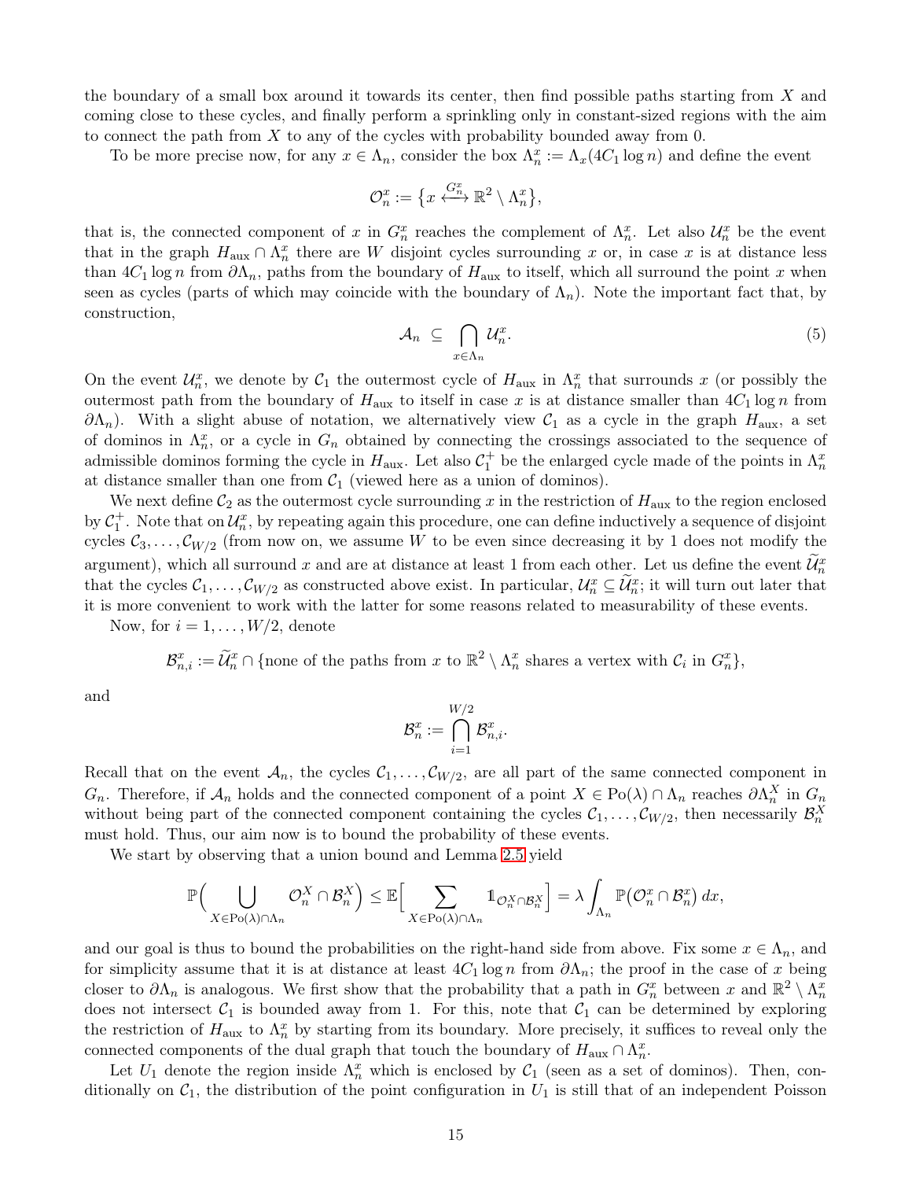the boundary of a small box around it towards its center, then find possible paths starting from $X$ and coming close to these cycles, and finally perform a sprinkling only in constant-sized regions with the aim to connect the path from $X$ to any of the cycles with probability bounded away from 0.

To be more precise now, for any $x \in \Lambda_n$, consider the box $\Lambda_n^x := \Lambda_x(4C_1 \log n)$ and define the event

$$\mathcal{O}_n^x := \{x \overset{G_n^x}{\longleftrightarrow} \mathbb{R}^2 \setminus \Lambda_n^x\},$$

that is, the connected component of $x$ in $G_n^x$ reaches the complement of $\Lambda_n^x$. Let also $\mathcal{U}_n^x$ be the event that in the graph $H_{\text{aux}} \cap \Lambda_n^x$ there are $W$ disjoint cycles surrounding $x$ or, in case $x$ is at distance less than $4C_1 \log n$ from $\partial\Lambda_n$, paths from the boundary of $H_{\text{aux}}$ to itself, which all surround the point $x$ when seen as cycles (parts of which may coincide with the boundary of $\Lambda_n$). Note the important fact that, by construction,

$$\mathcal{A}_n \subseteq \bigcap_{x \in \Lambda_n} \mathcal{U}_n^x. \tag{5}$$

On the event $\mathcal{U}_n^x$, we denote by $\mathcal{C}_1$ the outermost cycle of $H_{\text{aux}}$ in $\Lambda_n^x$ that surrounds $x$ (or possibly the outermost path from the boundary of $H_{\text{aux}}$ to itself in case $x$ is at distance smaller than $4C_1 \log n$ from $\partial\Lambda_n$). With a slight abuse of notation, we alternatively view $\mathcal{C}_1$ as a cycle in the graph $H_{\text{aux}}$, a set of dominos in $\Lambda_n^x$, or a cycle in $G_n$ obtained by connecting the crossings associated to the sequence of admissible dominos forming the cycle in $H_{\text{aux}}$. Let also $\mathcal{C}_1^+$ be the enlarged cycle made of the points in $\Lambda_n^x$ at distance smaller than one from $\mathcal{C}_1$ (viewed here as a union of dominos).

We next define $\mathcal{C}_2$ as the outermost cycle surrounding $x$ in the restriction of $H_{\text{aux}}$ to the region enclosed by $\mathcal{C}_1^+$. Note that on $\mathcal{U}_n^x$, by repeating again this procedure, one can define inductively a sequence of disjoint cycles $\mathcal{C}_3, \dots, \mathcal{C}_{W/2}$ (from now on, we assume $W$ to be even since decreasing it by 1 does not modify the argument), which all surround $x$ and are at distance at least 1 from each other. Let us define the event $\widetilde{\mathcal{U}}_n^x$ that the cycles $\mathcal{C}_1, \dots, \mathcal{C}_{W/2}$ as constructed above exist. In particular, $\mathcal{U}_n^x \subseteq \widetilde{\mathcal{U}}_n^x$; it will turn out later that it is more convenient to work with the latter for some reasons related to measurability of these events.

Now, for $i = 1, \dots, W/2$, denote

$$\mathcal{B}_{n,i}^x := \widetilde{\mathcal{U}}_n^x \cap \{\text{none of the paths from } x \text{ to } \mathbb{R}^2 \setminus \Lambda_n^x \text{ shares a vertex with } \mathcal{C}_i \text{ in } G_n^x\},$$

and

$$\mathcal{B}_n^x := \bigcap_{i=1}^{W/2} \mathcal{B}_{n,i}^x.$$

Recall that on the event $\mathcal{A}_n$, the cycles $\mathcal{C}_1, \dots, \mathcal{C}_{W/2}$, are all part of the same connected component in $G_n$. Therefore, if $\mathcal{A}_n$ holds and the connected component of a point $X \in \text{Po}(\lambda) \cap \Lambda_n$ reaches $\partial\Lambda_n^X$ in $G_n$ without being part of the connected component containing the cycles $\mathcal{C}_1, \dots, \mathcal{C}_{W/2}$, then necessarily $\mathcal{B}_n^X$ must hold. Thus, our aim now is to bound the probability of these events.

We start by observing that a union bound and Lemma 2.5 yield

$$\mathbb{P}\Big( \bigcup_{X \in \text{Po}(\lambda) \cap \Lambda_n} \mathcal{O}_n^X \cap \mathcal{B}_n^X \Big) \le \mathbb{E}\Big[ \sum_{X \in \text{Po}(\lambda) \cap \Lambda_n} \mathbb{1}_{\mathcal{O}_n^X \cap \mathcal{B}_n^X} \Big] = \lambda \int_{\Lambda_n} \mathbb{P}\big(\mathcal{O}_n^x \cap \mathcal{B}_n^x\big)\, dx,$$

and our goal is thus to bound the probabilities on the right-hand side from above. Fix some $x \in \Lambda_n$, and for simplicity assume that it is at distance at least $4C_1 \log n$ from $\partial\Lambda_n$; the proof in the case of $x$ being closer to $\partial\Lambda_n$ is analogous. We first show that the probability that a path in $G_n^x$ between $x$ and $\mathbb{R}^2 \setminus \Lambda_n^x$ does not intersect $\mathcal{C}_1$ is bounded away from 1. For this, note that $\mathcal{C}_1$ can be determined by exploring the restriction of $H_{\text{aux}}$ to $\Lambda_n^x$ by starting from its boundary. More precisely, it suffices to reveal only the connected components of the dual graph that touch the boundary of $H_{\text{aux}} \cap \Lambda_n^x$.

Let $U_1$ denote the region inside $\Lambda_n^x$ which is enclosed by $\mathcal{C}_1$ (seen as a set of dominos). Then, conditionally on $\mathcal{C}_1$, the distribution of the point configuration in $U_1$ is still that of an independent Poisson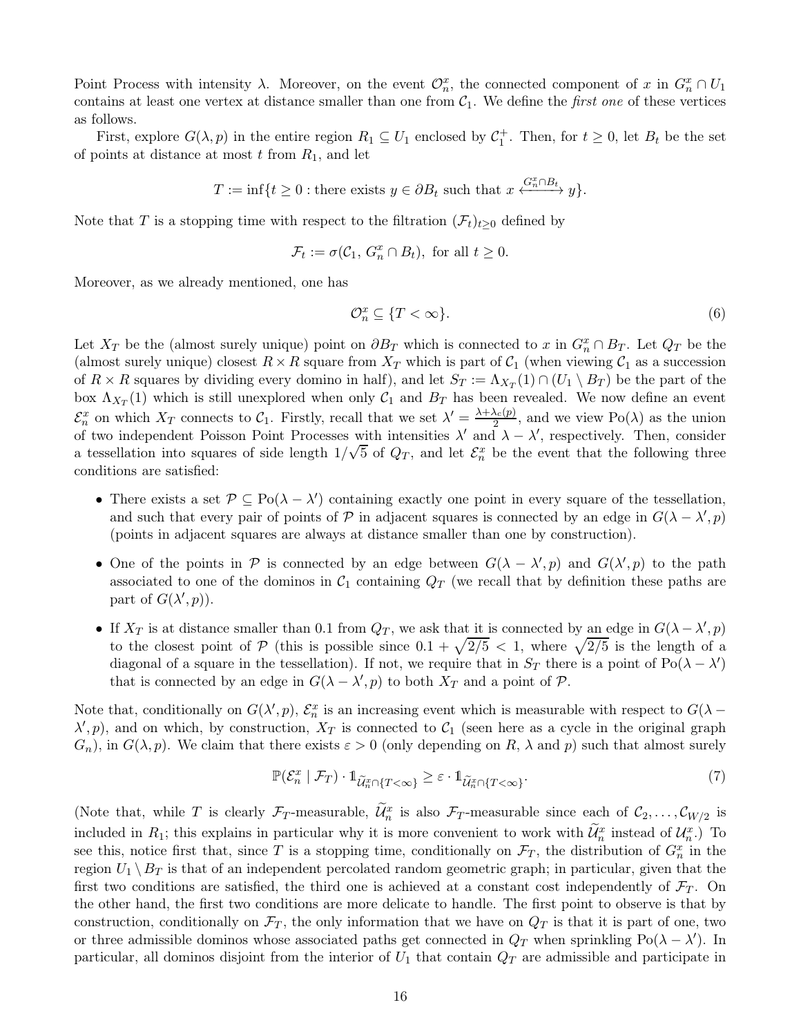Point Process with intensity $\lambda$. Moreover, on the event $\mathcal{O}_n^x$, the connected component of $x$ in $G_n^x \cap U_1$ contains at least one vertex at distance smaller than one from $\mathcal{C}_1$. We define the *first one* of these vertices as follows.

First, explore $G(\lambda, p)$ in the entire region $R_1 \subseteq U_1$ enclosed by $\mathcal{C}_1^+$. Then, for $t \geq 0$, let $B_t$ be the set of points at distance at most $t$ from $R_1$, and let

$$T := \inf\{t \geq 0 : \text{there exists } y \in \partial B_t \text{ such that } x \xleftrightarrow{G_n^x \cap B_t} y\}.$$

Note that $T$ is a stopping time with respect to the filtration $(\mathcal{F}_t)_{t \geq 0}$ defined by

$$\mathcal{F}_t := \sigma(\mathcal{C}_1,\, G_n^x \cap B_t), \text{ for all } t \geq 0.$$

Moreover, as we already mentioned, one has

$$\mathcal{O}_n^x \subseteq \{T < \infty\}. \tag{6}$$

Let $X_T$ be the (almost surely unique) point on $\partial B_T$ which is connected to $x$ in $G_n^x \cap B_T$. Let $Q_T$ be the (almost surely unique) closest $R \times R$ square from $X_T$ which is part of $\mathcal{C}_1$ (when viewing $\mathcal{C}_1$ as a succession of $R \times R$ squares by dividing every domino in half), and let $S_T := \Lambda_{X_T}(1) \cap (U_1 \setminus B_T)$ be the part of the box $\Lambda_{X_T}(1)$ which is still unexplored when only $\mathcal{C}_1$ and $B_T$ has been revealed. We now define an event $\mathcal{E}_n^x$ on which $X_T$ connects to $\mathcal{C}_1$. Firstly, recall that we set $\lambda' = \frac{\lambda + \lambda_c(p)}{2}$, and we view $\mathrm{Po}(\lambda)$ as the union of two independent Poisson Point Processes with intensities $\lambda'$ and $\lambda - \lambda'$, respectively. Then, consider a tessellation into squares of side length $1/\sqrt{5}$ of $Q_T$, and let $\mathcal{E}_n^x$ be the event that the following three conditions are satisfied:

- There exists a set $\mathcal{P} \subseteq \mathrm{Po}(\lambda - \lambda')$ containing exactly one point in every square of the tessellation, and such that every pair of points of $\mathcal{P}$ in adjacent squares is connected by an edge in $G(\lambda - \lambda', p)$ (points in adjacent squares are always at distance smaller than one by construction).
- One of the points in $\mathcal{P}$ is connected by an edge between $G(\lambda - \lambda', p)$ and $G(\lambda', p)$ to the path associated to one of the dominos in $\mathcal{C}_1$ containing $Q_T$ (we recall that by definition these paths are part of $G(\lambda', p)$).
- If $X_T$ is at distance smaller than $0.1$ from $Q_T$, we ask that it is connected by an edge in $G(\lambda - \lambda', p)$ to the closest point of $\mathcal{P}$ (this is possible since $0.1 + \sqrt{2/5} < 1$, where $\sqrt{2/5}$ is the length of a diagonal of a square in the tessellation). If not, we require that in $S_T$ there is a point of $\mathrm{Po}(\lambda - \lambda')$ that is connected by an edge in $G(\lambda - \lambda', p)$ to both $X_T$ and a point of $\mathcal{P}$.

Note that, conditionally on $G(\lambda', p)$, $\mathcal{E}_n^x$ is an increasing event which is measurable with respect to $G(\lambda - \lambda', p)$, and on which, by construction, $X_T$ is connected to $\mathcal{C}_1$ (seen here as a cycle in the original graph $G_n$), in $G(\lambda, p)$. We claim that there exists $\varepsilon > 0$ (only depending on $R$, $\lambda$ and $p$) such that almost surely

$$\mathbb{P}(\mathcal{E}_n^x \mid \mathcal{F}_T) \cdot \mathbb{1}_{\widetilde{\mathcal{U}}_n^x \cap \{T < \infty\}} \geq \varepsilon \cdot \mathbb{1}_{\widetilde{\mathcal{U}}_n^x \cap \{T < \infty\}}. \tag{7}$$

(Note that, while $T$ is clearly $\mathcal{F}_T$-measurable, $\widetilde{\mathcal{U}}_n^x$ is also $\mathcal{F}_T$-measurable since each of $\mathcal{C}_2, \ldots, \mathcal{C}_{W/2}$ is included in $R_1$; this explains in particular why it is more convenient to work with $\widetilde{\mathcal{U}}_n^x$ instead of $\mathcal{U}_n^x$.) To see this, notice first that, since $T$ is a stopping time, conditionally on $\mathcal{F}_T$, the distribution of $G_n^x$ in the region $U_1 \setminus B_T$ is that of an independent percolated random geometric graph; in particular, given that the first two conditions are satisfied, the third one is achieved at a constant cost independently of $\mathcal{F}_T$. On the other hand, the first two conditions are more delicate to handle. The first point to observe is that by construction, conditionally on $\mathcal{F}_T$, the only information that we have on $Q_T$ is that it is part of one, two or three admissible dominos whose associated paths get connected in $Q_T$ when sprinkling $\mathrm{Po}(\lambda - \lambda')$. In particular, all dominos disjoint from the interior of $U_1$ that contain $Q_T$ are admissible and participate in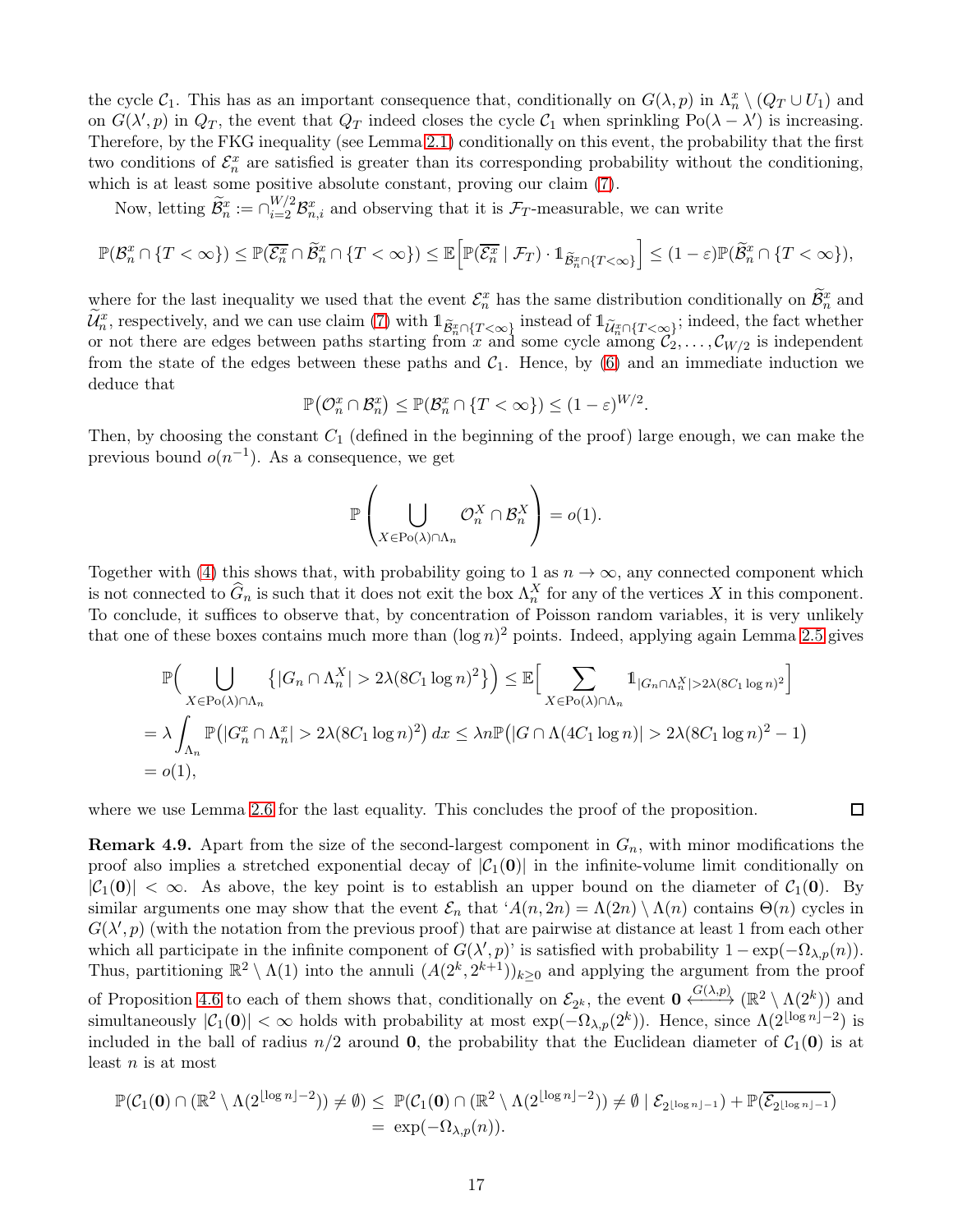the cycle $\mathcal{C}_1$. This has as an important consequence that, conditionally on $G(\lambda,p)$ in $\Lambda_n^x \setminus (Q_T \cup U_1)$ and on $G(\lambda',p)$ in $Q_T$, the event that $Q_T$ indeed closes the cycle $\mathcal{C}_1$ when sprinkling $\mathrm{Po}(\lambda-\lambda')$ is increasing. Therefore, by the FKG inequality (see Lemma 2.1) conditionally on this event, the probability that the first two conditions of $\mathcal{E}_n^x$ are satisfied is greater than its corresponding probability without the conditioning, which is at least some positive absolute constant, proving our claim (7).

Now, letting $\widetilde{\mathcal{B}}_n^x := \cap_{i=2}^{W/2} \mathcal{B}_{n,i}^x$ and observing that it is $\mathcal{F}_T$-measurable, we can write

$$\mathbb{P}(\mathcal{B}_n^x \cap \{T<\infty\}) \le \mathbb{P}(\overline{\mathcal{E}_n^x} \cap \widetilde{\mathcal{B}}_n^x \cap \{T<\infty\}) \le \mathbb{E}\Big[\mathbb{P}(\overline{\mathcal{E}_n^x} \mid \mathcal{F}_T)\cdot \mathbb{1}_{\widetilde{\mathcal{B}}_n^x \cap\{T<\infty\}}\Big] \le (1-\varepsilon)\mathbb{P}(\widetilde{\mathcal{B}}_n^x \cap \{T<\infty\}),$$

where for the last inequality we used that the event $\mathcal{E}_n^x$ has the same distribution conditionally on $\widetilde{\mathcal{B}}_n^x$ and $\widetilde{\mathcal{U}}_n^x$, respectively, and we can use claim (7) with $\mathbb{1}_{\widetilde{\mathcal{B}}_n^x\cap\{T<\infty\}}$ instead of $\mathbb{1}_{\widetilde{\mathcal{U}}_n^x\cap\{T<\infty\}}$; indeed, the fact whether or not there are edges between paths starting from $x$ and some cycle among $\mathcal{C}_2,\dots,\mathcal{C}_{W/2}$ is independent from the state of the edges between these paths and $\mathcal{C}_1$. Hence, by (6) and an immediate induction we deduce that

$$\mathbb{P}\big(\mathcal{O}_n^x \cap \mathcal{B}_n^x\big) \le \mathbb{P}(\mathcal{B}_n^x \cap \{T<\infty\}) \le (1-\varepsilon)^{W/2}.$$

Then, by choosing the constant $C_1$ (defined in the beginning of the proof) large enough, we can make the previous bound $o(n^{-1})$. As a consequence, we get

$$\mathbb{P}\left(\bigcup_{X\in \mathrm{Po}(\lambda)\cap\Lambda_n} \mathcal{O}_n^X \cap \mathcal{B}_n^X\right) = o(1).$$

Together with (4) this shows that, with probability going to 1 as $n\to\infty$, any connected component which is not connected to $\widehat{G}_n$ is such that it does not exit the box $\Lambda_n^X$ for any of the vertices $X$ in this component. To conclude, it suffices to observe that, by concentration of Poisson random variables, it is very unlikely that one of these boxes contains much more than $(\log n)^2$ points. Indeed, applying again Lemma 2.5 gives

$$\begin{aligned}
&\mathbb{P}\Big(\bigcup_{X\in\mathrm{Po}(\lambda)\cap\Lambda_n} \big\{|G_n\cap\Lambda_n^X| > 2\lambda(8C_1\log n)^2\big\}\Big) \le \mathbb{E}\Big[\sum_{X\in\mathrm{Po}(\lambda)\cap\Lambda_n} \mathbb{1}_{|G_n\cap\Lambda_n^X|>2\lambda(8C_1\log n)^2}\Big]\\
&= \lambda\int_{\Lambda_n} \mathbb{P}\big(|G_n^x\cap\Lambda_n^x| > 2\lambda(8C_1\log n)^2\big)\,dx \le \lambda n \mathbb{P}\big(|G\cap\Lambda(4C_1\log n)| > 2\lambda(8C_1\log n)^2-1\big)\\
&= o(1),
\end{aligned}$$

where we use Lemma 2.6 for the last equality. This concludes the proof of the proposition. $\square$

**Remark 4.9.** Apart from the size of the second-largest component in $G_n$, with minor modifications the proof also implies a stretched exponential decay of $|\mathcal{C}_1(\mathbf{0})|$ in the infinite-volume limit conditionally on $|\mathcal{C}_1(\mathbf{0})| < \infty$. As above, the key point is to establish an upper bound on the diameter of $\mathcal{C}_1(\mathbf{0})$. By similar arguments one may show that the event $\mathcal{E}_n$ that '$A(n,2n) = \Lambda(2n)\setminus\Lambda(n)$ contains $\Theta(n)$ cycles in $G(\lambda',p)$ (with the notation from the previous proof) that are pairwise at distance at least 1 from each other which all participate in the infinite component of $G(\lambda',p)$' is satisfied with probability $1-\exp(-\Omega_{\lambda,p}(n))$. Thus, partitioning $\mathbb{R}^2\setminus\Lambda(1)$ into the annuli $(A(2^k,2^{k+1}))_{k\ge 0}$ and applying the argument from the proof of Proposition 4.6 to each of them shows that, conditionally on $\mathcal{E}_{2^k}$, the event $\mathbf{0} \xleftrightarrow{G(\lambda,p)} (\mathbb{R}^2\setminus\Lambda(2^k))$ and simultaneously $|\mathcal{C}_1(\mathbf{0})|<\infty$ holds with probability at most $\exp(-\Omega_{\lambda,p}(2^k))$. Hence, since $\Lambda(2^{\lfloor\log n\rfloor-2})$ is included in the ball of radius $n/2$ around $\mathbf{0}$, the probability that the Euclidean diameter of $\mathcal{C}_1(\mathbf{0})$ is at least $n$ is at most

$$\begin{aligned}
\mathbb{P}(\mathcal{C}_1(\mathbf{0})\cap(\mathbb{R}^2\setminus\Lambda(2^{\lfloor\log n\rfloor-2}))\neq\emptyset) \le\ & \mathbb{P}(\mathcal{C}_1(\mathbf{0})\cap(\mathbb{R}^2\setminus\Lambda(2^{\lfloor\log n\rfloor-2}))\neq\emptyset \mid \mathcal{E}_{2^{\lfloor\log n\rfloor-1}}) + \mathbb{P}(\overline{\mathcal{E}_{2^{\lfloor\log n\rfloor-1}}})\\
=\ & \exp(-\Omega_{\lambda,p}(n)).
\end{aligned}$$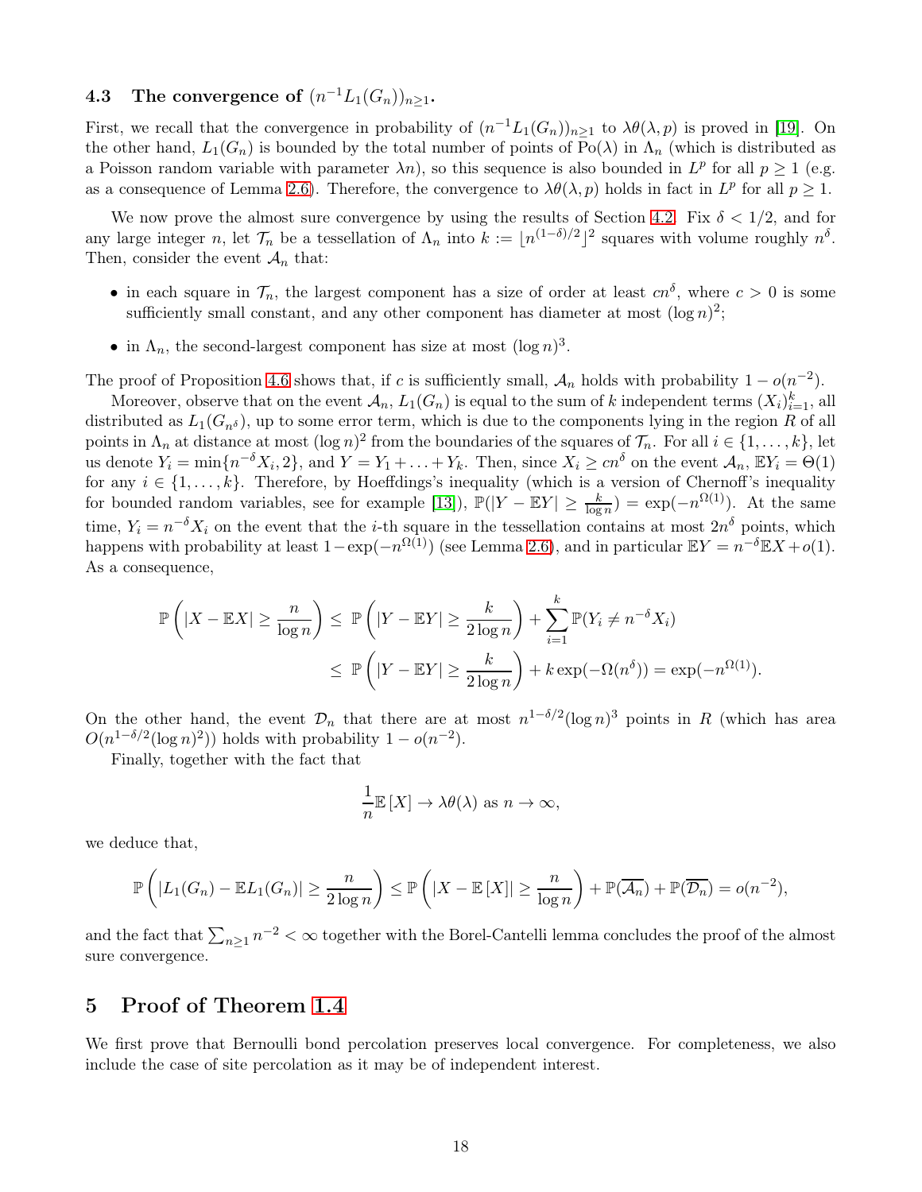### 4.3 The convergence of $(n^{-1}L_1(G_n))_{n\geq 1}$.

First, we recall that the convergence in probability of $(n^{-1}L_1(G_n))_{n\geq 1}$ to $\lambda\theta(\lambda,p)$ is proved in [19]. On the other hand, $L_1(G_n)$ is bounded by the total number of points of $\mathrm{Po}(\lambda)$ in $\Lambda_n$ (which is distributed as a Poisson random variable with parameter $\lambda n$), so this sequence is also bounded in $L^p$ for all $p \geq 1$ (e.g. as a consequence of Lemma 2.6). Therefore, the convergence to $\lambda\theta(\lambda,p)$ holds in fact in $L^p$ for all $p\geq 1$.

We now prove the almost sure convergence by using the results of Section 4.2. Fix $\delta < 1/2$, and for any large integer $n$, let $\mathcal{T}_n$ be a tessellation of $\Lambda_n$ into $k := \lfloor n^{(1-\delta)/2}\rfloor^2$ squares with volume roughly $n^\delta$. Then, consider the event $\mathcal{A}_n$ that:

- in each square in $\mathcal{T}_n$, the largest component has a size of order at least $cn^\delta$, where $c > 0$ is some sufficiently small constant, and any other component has diameter at most $(\log n)^2$;
- in $\Lambda_n$, the second-largest component has size at most $(\log n)^3$.

The proof of Proposition 4.6 shows that, if $c$ is sufficiently small, $\mathcal{A}_n$ holds with probability $1 - o(n^{-2})$.

Moreover, observe that on the event $\mathcal{A}_n$, $L_1(G_n)$ is equal to the sum of $k$ independent terms $(X_i)_{i=1}^k$, all distributed as $L_1(G_{n^\delta})$, up to some error term, which is due to the components lying in the region $R$ of all points in $\Lambda_n$ at distance at most $(\log n)^2$ from the boundaries of the squares of $\mathcal{T}_n$. For all $i \in \{1,\dots,k\}$, let us denote $Y_i = \min\{n^{-\delta}X_i, 2\}$, and $Y = Y_1 + \ldots + Y_k$. Then, since $X_i \geq cn^\delta$ on the event $\mathcal{A}_n$, $\mathbb{E}Y_i = \Theta(1)$ for any $i \in \{1,\dots,k\}$. Therefore, by Hoeffdings's inequality (which is a version of Chernoff's inequality for bounded random variables, see for example [13]), $\mathbb{P}(|Y - \mathbb{E}Y| \geq \frac{k}{\log n}) = \exp(-n^{\Omega(1)})$. At the same time, $Y_i = n^{-\delta}X_i$ on the event that the $i$-th square in the tessellation contains at most $2n^\delta$ points, which happens with probability at least $1-\exp(-n^{\Omega(1)})$ (see Lemma 2.6), and in particular $\mathbb{E}Y = n^{-\delta}\mathbb{E}X + o(1)$. As a consequence,

$$\begin{aligned}
\mathbb{P}\left(|X - \mathbb{E}X| \geq \frac{n}{\log n}\right) &\leq \mathbb{P}\left(|Y - \mathbb{E}Y| \geq \frac{k}{2\log n}\right) + \sum_{i=1}^k \mathbb{P}(Y_i \neq n^{-\delta}X_i)\\
&\leq \mathbb{P}\left(|Y - \mathbb{E}Y| \geq \frac{k}{2\log n}\right) + k\exp(-\Omega(n^\delta)) = \exp(-n^{\Omega(1)}).
\end{aligned}$$

On the other hand, the event $\mathcal{D}_n$ that there are at most $n^{1-\delta/2}(\log n)^3$ points in $R$ (which has area $O(n^{1-\delta/2}(\log n)^2)$) holds with probability $1 - o(n^{-2})$.

Finally, together with the fact that

$$\frac{1}{n}\mathbb{E}\left[X\right] \to \lambda\theta(\lambda) \text{ as } n\to\infty,$$

we deduce that,

$$\mathbb{P}\left(|L_1(G_n) - \mathbb{E}L_1(G_n)| \geq \frac{n}{2\log n}\right) \leq \mathbb{P}\left(\left|X - \mathbb{E}\left[X\right]\right| \geq \frac{n}{\log n}\right) + \mathbb{P}(\overline{\mathcal{A}_n}) + \mathbb{P}(\overline{\mathcal{D}_n}) = o(n^{-2}),$$

and the fact that $\sum_{n\geq 1} n^{-2} < \infty$ together with the Borel-Cantelli lemma concludes the proof of the almost sure convergence.

## 5 Proof of Theorem 1.4

We first prove that Bernoulli bond percolation preserves local convergence. For completeness, we also include the case of site percolation as it may be of independent interest.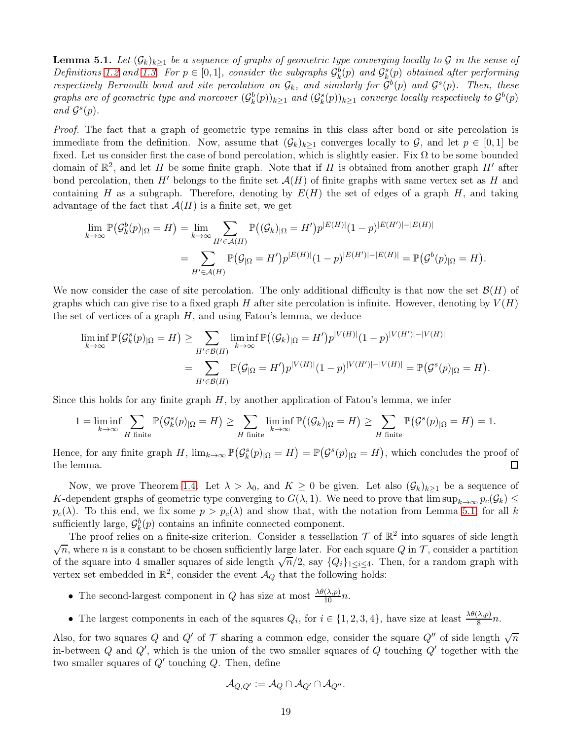**Lemma 5.1.** *Let $(\mathcal{G}_k)_{k\geq 1}$ be a sequence of graphs of geometric type converging locally to $\mathcal{G}$ in the sense of Definitions 1.2 and 1.3. For $p \in [0,1]$, consider the subgraphs $\mathcal{G}_k^b(p)$ and $\mathcal{G}_k^s(p)$ obtained after performing respectively Bernoulli bond and site percolation on $\mathcal{G}_k$, and similarly for $\mathcal{G}^b(p)$ and $\mathcal{G}^s(p)$. Then, these graphs are of geometric type and moreover $(\mathcal{G}_k^b(p))_{k\geq 1}$ and $(\mathcal{G}_k^s(p))_{k\geq 1}$ converge locally respectively to $\mathcal{G}^b(p)$ and $\mathcal{G}^s(p)$.*

*Proof.* The fact that a graph of geometric type remains in this class after bond or site percolation is immediate from the definition. Now, assume that $(\mathcal{G}_k)_{k\geq 1}$ converges locally to $\mathcal{G}$, and let $p \in [0,1]$ be fixed. Let us consider first the case of bond percolation, which is slightly easier. Fix $\Omega$ to be some bounded domain of $\mathbb{R}^2$, and let $H$ be some finite graph. Note that if $H$ is obtained from another graph $H'$ after bond percolation, then $H'$ belongs to the finite set $\mathcal{A}(H)$ of finite graphs with same vertex set as $H$ and containing $H$ as a subgraph. Therefore, denoting by $E(H)$ the set of edges of a graph $H$, and taking advantage of the fact that $\mathcal{A}(H)$ is a finite set, we get

$$\lim_{k\to\infty} \mathbb{P}\big(\mathcal{G}_k^b(p)_{|\Omega} = H\big) = \lim_{k\to\infty} \sum_{H' \in \mathcal{A}(H)} \mathbb{P}\big((\mathcal{G}_k)_{|\Omega} = H'\big) p^{|E(H)|}(1-p)^{|E(H')|-|E(H)|}$$
$$= \sum_{H' \in \mathcal{A}(H)} \mathbb{P}\big(\mathcal{G}_{|\Omega} = H'\big) p^{|E(H)|}(1-p)^{|E(H')|-|E(H)|} = \mathbb{P}\big(\mathcal{G}^b(p)_{|\Omega} = H\big).$$

We now consider the case of site percolation. The only additional difficulty is that now the set $\mathcal{B}(H)$ of graphs which can give rise to a fixed graph $H$ after site percolation is infinite. However, denoting by $V(H)$ the set of vertices of a graph $H$, and using Fatou's lemma, we deduce

$$\liminf_{k\to\infty} \mathbb{P}\big(\mathcal{G}_k^s(p)_{|\Omega} = H\big) \geq \sum_{H' \in \mathcal{B}(H)} \liminf_{k\to\infty} \mathbb{P}\big((\mathcal{G}_k)_{|\Omega} = H'\big) p^{|V(H)|}(1-p)^{|V(H')|-|V(H)|}$$
$$= \sum_{H' \in \mathcal{B}(H)} \mathbb{P}\big(\mathcal{G}_{|\Omega} = H'\big) p^{|V(H)|}(1-p)^{|V(H')|-|V(H)|} = \mathbb{P}\big(\mathcal{G}^s(p)_{|\Omega} = H\big).$$

Since this holds for any finite graph $H$, by another application of Fatou's lemma, we infer

$$1 = \liminf_{k\to\infty} \sum_{H \text{ finite}} \mathbb{P}\big(\mathcal{G}_k^s(p)_{|\Omega} = H\big) \geq \sum_{H \text{ finite}} \liminf_{k\to\infty} \mathbb{P}\big((\mathcal{G}_k)_{|\Omega} = H\big) \geq \sum_{H \text{ finite}} \mathbb{P}\big(\mathcal{G}^s(p)_{|\Omega} = H\big) = 1.$$

Hence, for any finite graph $H$, $\lim_{k\to\infty} \mathbb{P}\big(\mathcal{G}_k^s(p)_{|\Omega} = H\big) = \mathbb{P}\big(\mathcal{G}^s(p)_{|\Omega} = H\big)$, which concludes the proof of the lemma. ◻

Now, we prove Theorem 1.4. Let $\lambda > \lambda_0$, and $K \geq 0$ be given. Let also $(\mathcal{G}_k)_{k\geq 1}$ be a sequence of $K$-dependent graphs of geometric type converging to $G(\lambda, 1)$. We need to prove that $\limsup_{k\to\infty} p_c(\mathcal{G}_k) \leq p_c(\lambda)$. To this end, we fix some $p > p_c(\lambda)$ and show that, with the notation from Lemma 5.1, for all $k$ sufficiently large, $\mathcal{G}_k^b(p)$ contains an infinite connected component.

The proof relies on a finite-size criterion. Consider a tessellation $\mathcal{T}$ of $\mathbb{R}^2$ into squares of side length $\sqrt{n}$, where $n$ is a constant to be chosen sufficiently large later. For each square $Q$ in $\mathcal{T}$, consider a partition of the square into 4 smaller squares of side length $\sqrt{n}/2$, say $\{Q_i\}_{1\leq i\leq 4}$. Then, for a random graph with vertex set embedded in $\mathbb{R}^2$, consider the event $\mathcal{A}_Q$ that the following holds:

- The second-largest component in $Q$ has size at most $\frac{\lambda\theta(\lambda,p)}{10}n$.
- The largest components in each of the squares $Q_i$, for $i \in \{1,2,3,4\}$, have size at least $\frac{\lambda\theta(\lambda,p)}{8}n$.

Also, for two squares $Q$ and $Q'$ of $\mathcal{T}$ sharing a common edge, consider the square $Q''$ of side length $\sqrt{n}$ in-between $Q$ and $Q'$, which is the union of the two smaller squares of $Q$ touching $Q'$ together with the two smaller squares of $Q'$ touching $Q$. Then, define

$$\mathcal{A}_{Q,Q'} := \mathcal{A}_Q \cap \mathcal{A}_{Q'} \cap \mathcal{A}_{Q''}.$$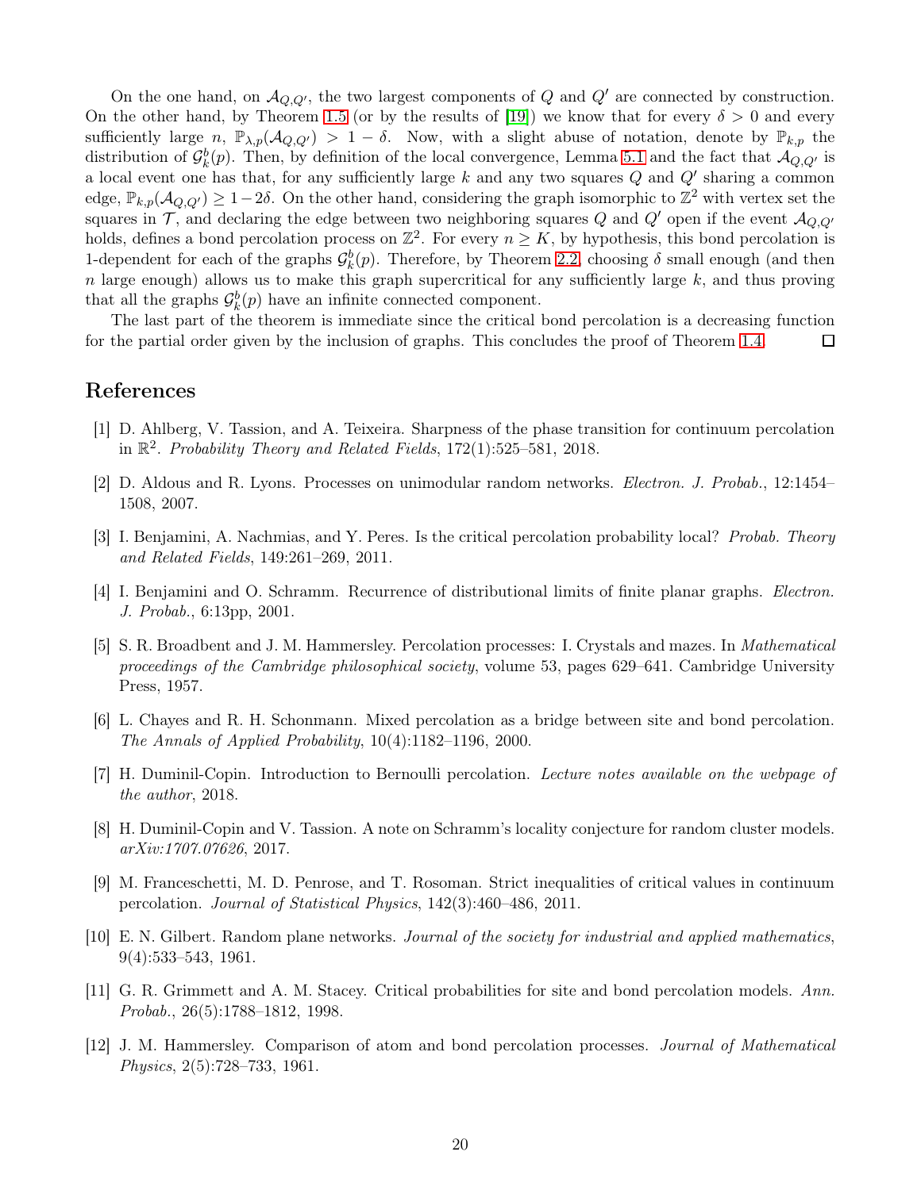On the one hand, on $\mathcal{A}_{Q,Q'}$, the two largest components of $Q$ and $Q'$ are connected by construction. On the other hand, by Theorem 1.5 (or by the results of [19]) we know that for every $\delta > 0$ and every sufficiently large $n$, $\mathbb{P}_{\lambda,p}(\mathcal{A}_{Q,Q'}) > 1 - \delta$. Now, with a slight abuse of notation, denote by $\mathbb{P}_{k,p}$ the distribution of $\mathcal{G}_k^b(p)$. Then, by definition of the local convergence, Lemma 5.1 and the fact that $\mathcal{A}_{Q,Q'}$ is a local event one has that, for any sufficiently large $k$ and any two squares $Q$ and $Q'$ sharing a common edge, $\mathbb{P}_{k,p}(\mathcal{A}_{Q,Q'}) \geq 1-2\delta$. On the other hand, considering the graph isomorphic to $\mathbb{Z}^2$ with vertex set the squares in $\mathcal{T}$, and declaring the edge between two neighboring squares $Q$ and $Q'$ open if the event $\mathcal{A}_{Q,Q'}$ holds, defines a bond percolation process on $\mathbb{Z}^2$. For every $n \geq K$, by hypothesis, this bond percolation is 1-dependent for each of the graphs $\mathcal{G}_k^b(p)$. Therefore, by Theorem 2.2, choosing $\delta$ small enough (and then $n$ large enough) allows us to make this graph supercritical for any sufficiently large $k$, and thus proving that all the graphs $\mathcal{G}_k^b(p)$ have an infinite connected component.

The last part of the theorem is immediate since the critical bond percolation is a decreasing function for the partial order given by the inclusion of graphs. This concludes the proof of Theorem 1.4. $\square$

## References

[1] D. Ahlberg, V. Tassion, and A. Teixeira. Sharpness of the phase transition for continuum percolation in $\mathbb{R}^2$. *Probability Theory and Related Fields*, 172(1):525–581, 2018.

[2] D. Aldous and R. Lyons. Processes on unimodular random networks. *Electron. J. Probab.*, 12:1454–1508, 2007.

[3] I. Benjamini, A. Nachmias, and Y. Peres. Is the critical percolation probability local? *Probab. Theory and Related Fields*, 149:261–269, 2011.

[4] I. Benjamini and O. Schramm. Recurrence of distributional limits of finite planar graphs. *Electron. J. Probab.*, 6:13pp, 2001.

[5] S. R. Broadbent and J. M. Hammersley. Percolation processes: I. Crystals and mazes. In *Mathematical proceedings of the Cambridge philosophical society*, volume 53, pages 629–641. Cambridge University Press, 1957.

[6] L. Chayes and R. H. Schonmann. Mixed percolation as a bridge between site and bond percolation. *The Annals of Applied Probability*, 10(4):1182–1196, 2000.

[7] H. Duminil-Copin. Introduction to Bernoulli percolation. *Lecture notes available on the webpage of the author*, 2018.

[8] H. Duminil-Copin and V. Tassion. A note on Schramm's locality conjecture for random cluster models. *arXiv:1707.07626*, 2017.

[9] M. Franceschetti, M. D. Penrose, and T. Rosoman. Strict inequalities of critical values in continuum percolation. *Journal of Statistical Physics*, 142(3):460–486, 2011.

[10] E. N. Gilbert. Random plane networks. *Journal of the society for industrial and applied mathematics*, 9(4):533–543, 1961.

[11] G. R. Grimmett and A. M. Stacey. Critical probabilities for site and bond percolation models. *Ann. Probab.*, 26(5):1788–1812, 1998.

[12] J. M. Hammersley. Comparison of atom and bond percolation processes. *Journal of Mathematical Physics*, 2(5):728–733, 1961.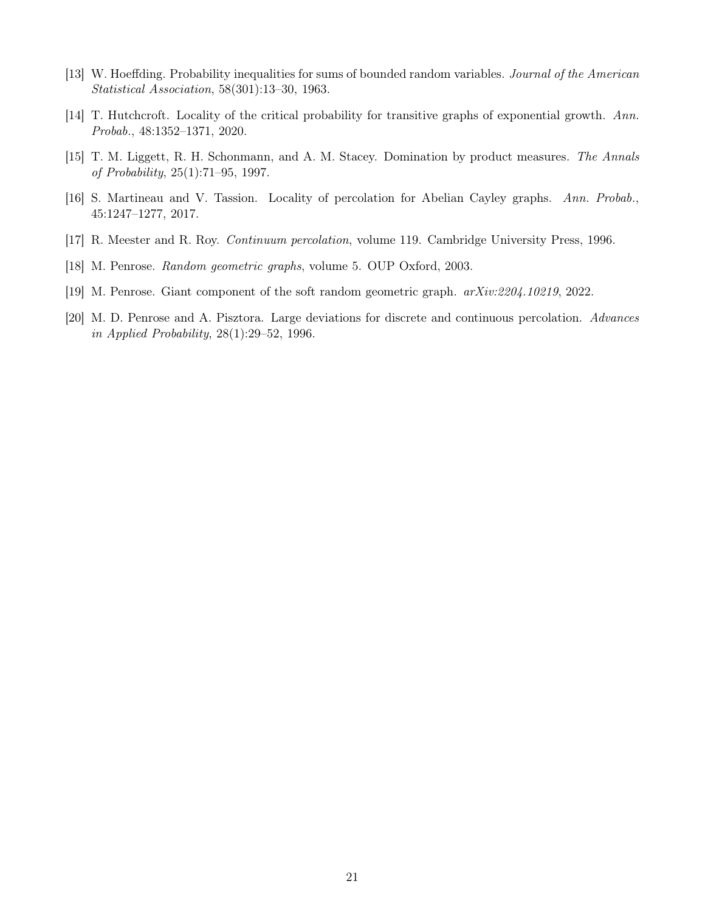[13] W. Hoeffding. Probability inequalities for sums of bounded random variables. *Journal of the American Statistical Association*, 58(301):13–30, 1963.

[14] T. Hutchcroft. Locality of the critical probability for transitive graphs of exponential growth. *Ann. Probab.*, 48:1352–1371, 2020.

[15] T. M. Liggett, R. H. Schonmann, and A. M. Stacey. Domination by product measures. *The Annals of Probability*, 25(1):71–95, 1997.

[16] S. Martineau and V. Tassion. Locality of percolation for Abelian Cayley graphs. *Ann. Probab.*, 45:1247–1277, 2017.

[17] R. Meester and R. Roy. *Continuum percolation*, volume 119. Cambridge University Press, 1996.

[18] M. Penrose. *Random geometric graphs*, volume 5. OUP Oxford, 2003.

[19] M. Penrose. Giant component of the soft random geometric graph. *arXiv:2204.10219*, 2022.

[20] M. D. Penrose and A. Pisztora. Large deviations for discrete and continuous percolation. *Advances in Applied Probability*, 28(1):29–52, 1996.